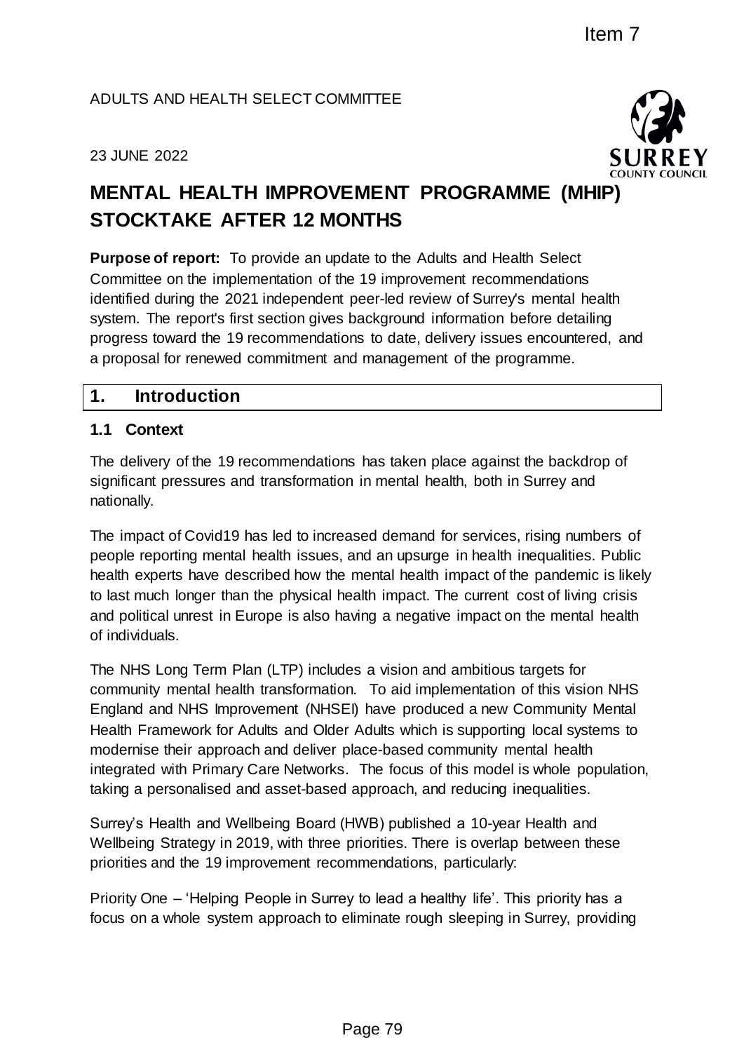Item 7

ADULTS AND HEALTH SELECT COMMITTEE

23 JUNE 2022

# MENTAL HEALTH IMPROVEMENT PROGRAMME (MHIP) STOCKTAKE AFTER 12 MONTHS

**Purpose of report:** To provide an update to the Adults and Health Select Committee on the implementation of the 19 improvement recommendations identified during the 2021 independent peer-led review of Surrey's mental health system. The report's first section gives background information before detailing progress toward the 19 recommendations to date, delivery issues encountered, and a proposal for renewed commitment and management of the programme.

## 1. Introduction

### 1.1 Context

The delivery of the 19 recommendations has taken place against the backdrop of significant pressures and transformation in mental health, both in Surrey and nationally.

The impact of Covid19 has led to increased demand for services, rising numbers of people reporting mental health issues, and an upsurge in health inequalities. Public health experts have described how the mental health impact of the pandemic is likely to last much longer than the physical health impact. The current cost of living crisis and political unrest in Europe is also having a negative impact on the mental health of individuals.

The NHS Long Term Plan (LTP) includes a vision and ambitious targets for community mental health transformation. To aid implementation of this vision NHS England and NHS Improvement (NHSEI) have produced a new Community Mental Health Framework for Adults and Older Adults which is supporting local systems to modernise their approach and deliver place-based community mental health integrated with Primary Care Networks. The focus of this model is whole population, taking a personalised and asset-based approach, and reducing inequalities.

Surrey's Health and Wellbeing Board (HWB) published a 10-year Health and Wellbeing Strategy in 2019, with three priorities. There is overlap between these priorities and the 19 improvement recommendations, particularly:

Priority One – 'Helping People in Surrey to lead a healthy life'. This priority has a focus on a whole system approach to eliminate rough sleeping in Surrey, providing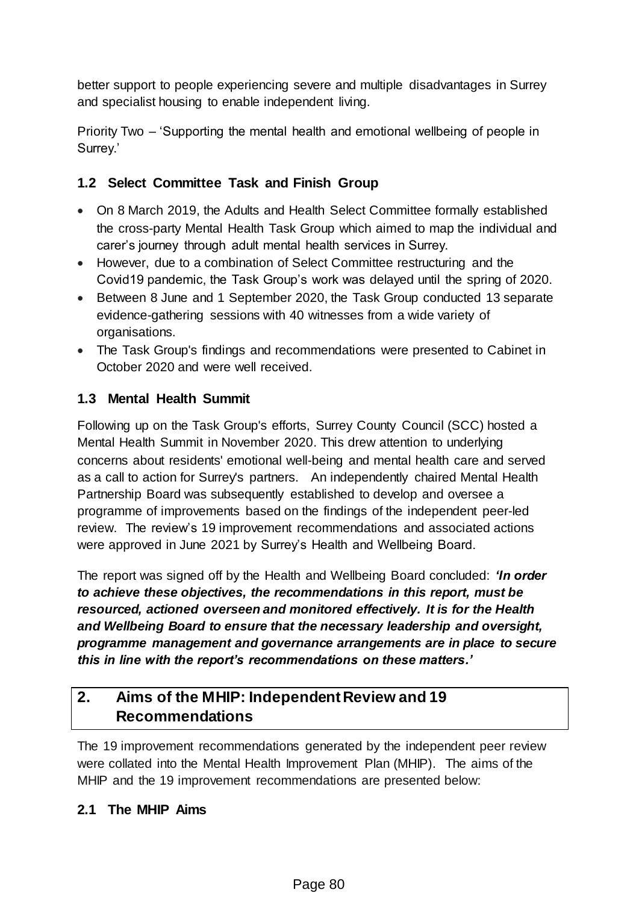better support to people experiencing severe and multiple disadvantages in Surrey and specialist housing to enable independent living.

Priority Two – 'Supporting the mental health and emotional wellbeing of people in Surrey.'

### 1.2 Select Committee Task and Finish Group

- On 8 March 2019, the Adults and Health Select Committee formally established the cross-party Mental Health Task Group which aimed to map the individual and carer's journey through adult mental health services in Surrey.
- However, due to a combination of Select Committee restructuring and the Covid19 pandemic, the Task Group's work was delayed until the spring of 2020.
- Between 8 June and 1 September 2020, the Task Group conducted 13 separate evidence-gathering sessions with 40 witnesses from a wide variety of organisations.
- The Task Group's findings and recommendations were presented to Cabinet in October 2020 and were well received.

### 1.3 Mental Health Summit

Following up on the Task Group's efforts, Surrey County Council (SCC) hosted a Mental Health Summit in November 2020. This drew attention to underlying concerns about residents' emotional well-being and mental health care and served as a call to action for Surrey's partners. An independently chaired Mental Health Partnership Board was subsequently established to develop and oversee a programme of improvements based on the findings of the independent peer-led review. The review's 19 improvement recommendations and associated actions were approved in June 2021 by Surrey's Health and Wellbeing Board.

The report was signed off by the Health and Wellbeing Board concluded: ***'In order to achieve these objectives, the recommendations in this report, must be resourced, actioned overseen and monitored effectively. It is for the Health and Wellbeing Board to ensure that the necessary leadership and oversight, programme management and governance arrangements are in place to secure this in line with the report's recommendations on these matters.'***

## 2. Aims of the MHIP: Independent Review and 19 Recommendations

The 19 improvement recommendations generated by the independent peer review were collated into the Mental Health Improvement Plan (MHIP). The aims of the MHIP and the 19 improvement recommendations are presented below:

### 2.1 The MHIP Aims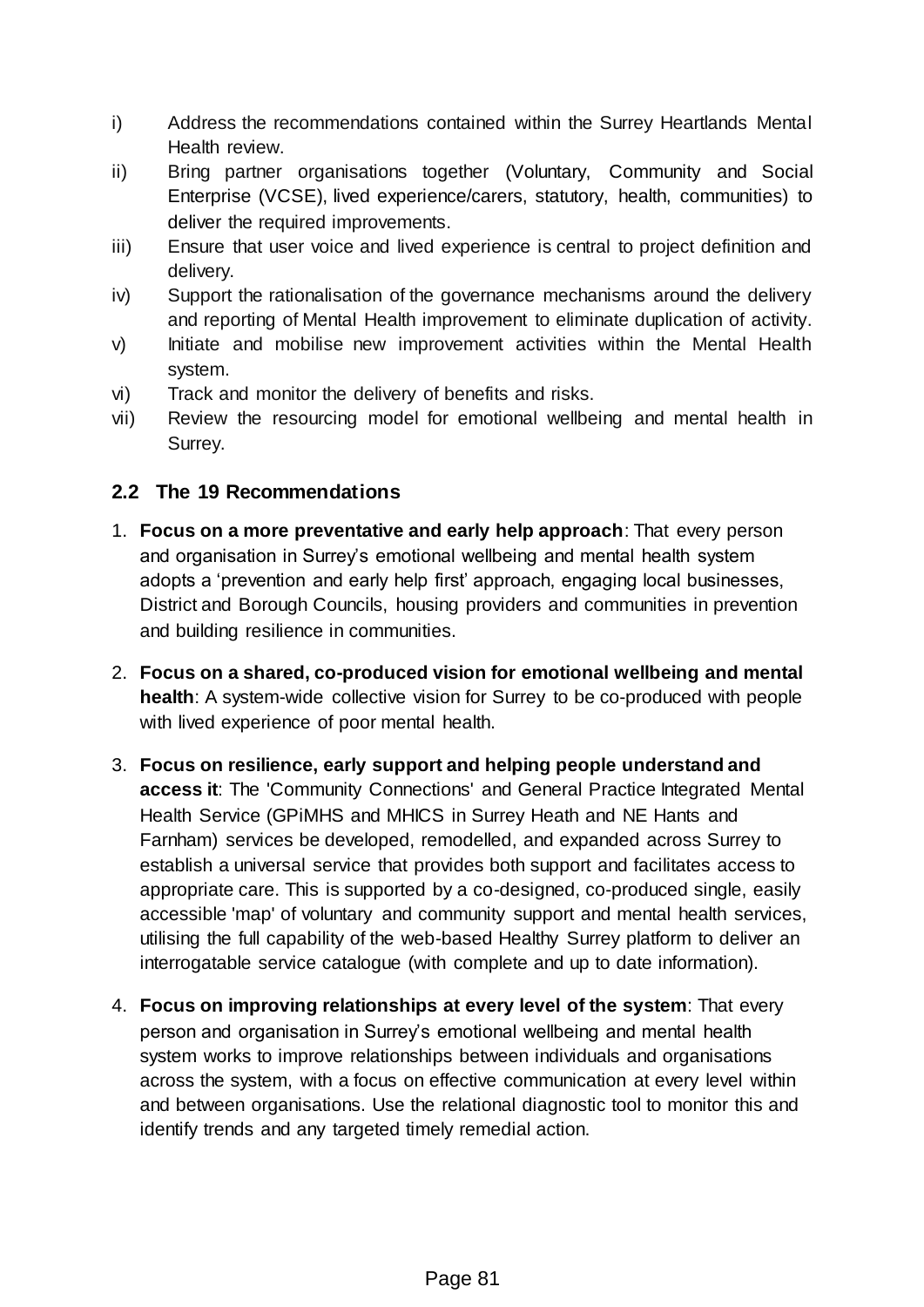i) Address the recommendations contained within the Surrey Heartlands Mental Health review.
ii) Bring partner organisations together (Voluntary, Community and Social Enterprise (VCSE), lived experience/carers, statutory, health, communities) to deliver the required improvements.
iii) Ensure that user voice and lived experience is central to project definition and delivery.
iv) Support the rationalisation of the governance mechanisms around the delivery and reporting of Mental Health improvement to eliminate duplication of activity.
v) Initiate and mobilise new improvement activities within the Mental Health system.
vi) Track and monitor the delivery of benefits and risks.
vii) Review the resourcing model for emotional wellbeing and mental health in Surrey.

### 2.2 The 19 Recommendations

1. **Focus on a more preventative and early help approach**: That every person and organisation in Surrey's emotional wellbeing and mental health system adopts a 'prevention and early help first' approach, engaging local businesses, District and Borough Councils, housing providers and communities in prevention and building resilience in communities.

2. **Focus on a shared, co-produced vision for emotional wellbeing and mental health**: A system-wide collective vision for Surrey to be co-produced with people with lived experience of poor mental health.

3. **Focus on resilience, early support and helping people understand and access it**: The 'Community Connections' and General Practice Integrated Mental Health Service (GPiMHS and MHICS in Surrey Heath and NE Hants and Farnham) services be developed, remodelled, and expanded across Surrey to establish a universal service that provides both support and facilitates access to appropriate care. This is supported by a co-designed, co-produced single, easily accessible 'map' of voluntary and community support and mental health services, utilising the full capability of the web-based Healthy Surrey platform to deliver an interrogatable service catalogue (with complete and up to date information).

4. **Focus on improving relationships at every level of the system**: That every person and organisation in Surrey's emotional wellbeing and mental health system works to improve relationships between individuals and organisations across the system, with a focus on effective communication at every level within and between organisations. Use the relational diagnostic tool to monitor this and identify trends and any targeted timely remedial action.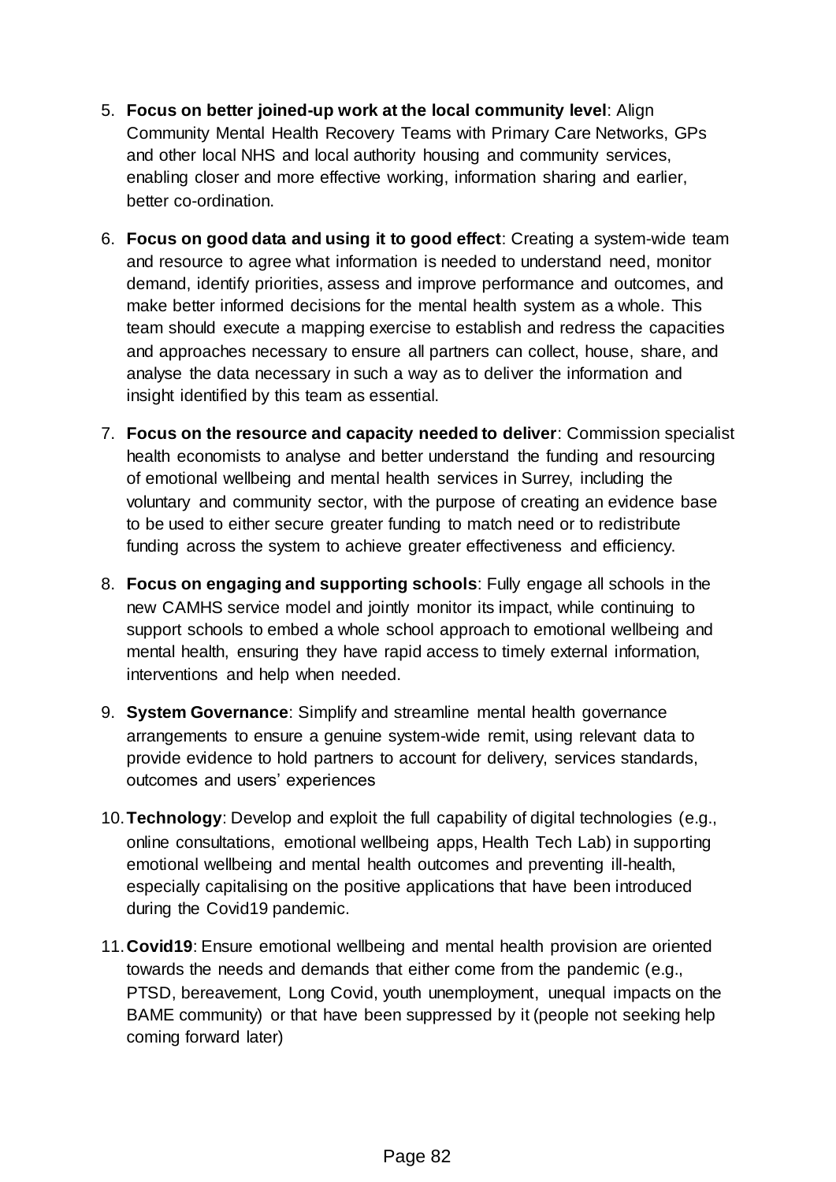5. **Focus on better joined-up work at the local community level**: Align Community Mental Health Recovery Teams with Primary Care Networks, GPs and other local NHS and local authority housing and community services, enabling closer and more effective working, information sharing and earlier, better co-ordination.

6. **Focus on good data and using it to good effect**: Creating a system-wide team and resource to agree what information is needed to understand need, monitor demand, identify priorities, assess and improve performance and outcomes, and make better informed decisions for the mental health system as a whole. This team should execute a mapping exercise to establish and redress the capacities and approaches necessary to ensure all partners can collect, house, share, and analyse the data necessary in such a way as to deliver the information and insight identified by this team as essential.

7. **Focus on the resource and capacity needed to deliver**: Commission specialist health economists to analyse and better understand the funding and resourcing of emotional wellbeing and mental health services in Surrey, including the voluntary and community sector, with the purpose of creating an evidence base to be used to either secure greater funding to match need or to redistribute funding across the system to achieve greater effectiveness and efficiency.

8. **Focus on engaging and supporting schools**: Fully engage all schools in the new CAMHS service model and jointly monitor its impact, while continuing to support schools to embed a whole school approach to emotional wellbeing and mental health, ensuring they have rapid access to timely external information, interventions and help when needed.

9. **System Governance**: Simplify and streamline mental health governance arrangements to ensure a genuine system-wide remit, using relevant data to provide evidence to hold partners to account for delivery, services standards, outcomes and users' experiences

10. **Technology**: Develop and exploit the full capability of digital technologies (e.g., online consultations, emotional wellbeing apps, Health Tech Lab) in supporting emotional wellbeing and mental health outcomes and preventing ill-health, especially capitalising on the positive applications that have been introduced during the Covid19 pandemic.

11. **Covid19**: Ensure emotional wellbeing and mental health provision are oriented towards the needs and demands that either come from the pandemic (e.g., PTSD, bereavement, Long Covid, youth unemployment, unequal impacts on the BAME community) or that have been suppressed by it (people not seeking help coming forward later)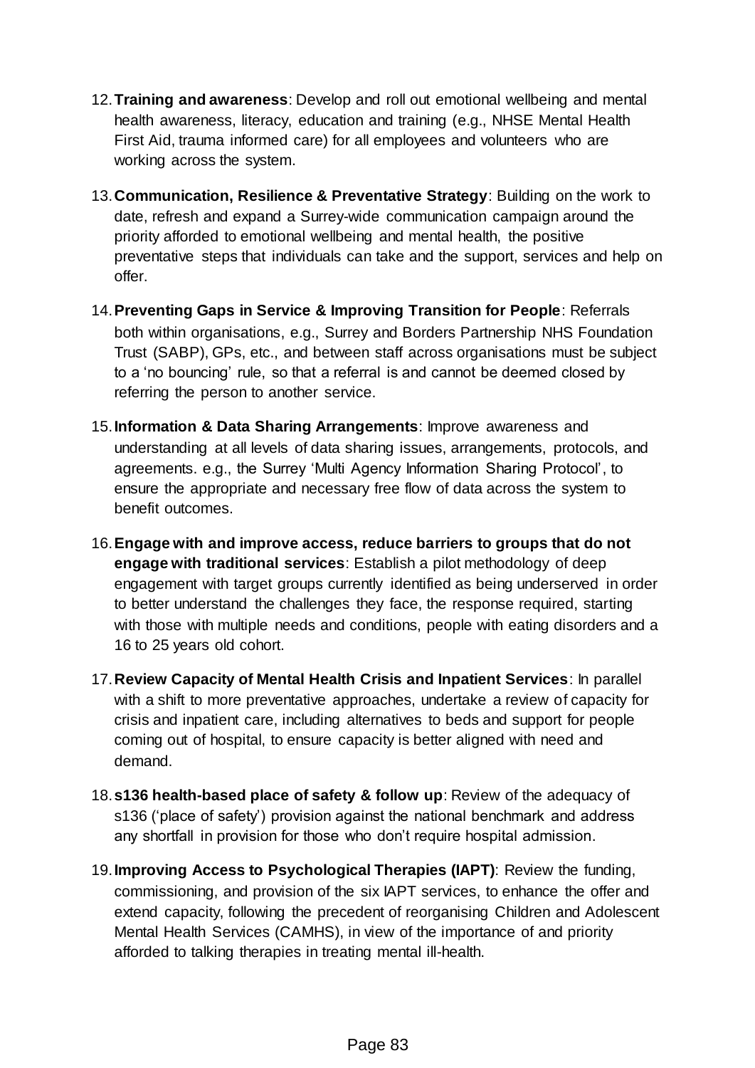12. **Training and awareness**: Develop and roll out emotional wellbeing and mental health awareness, literacy, education and training (e.g., NHSE Mental Health First Aid, trauma informed care) for all employees and volunteers who are working across the system.

13. **Communication, Resilience & Preventative Strategy**: Building on the work to date, refresh and expand a Surrey-wide communication campaign around the priority afforded to emotional wellbeing and mental health, the positive preventative steps that individuals can take and the support, services and help on offer.

14. **Preventing Gaps in Service & Improving Transition for People**: Referrals both within organisations, e.g., Surrey and Borders Partnership NHS Foundation Trust (SABP), GPs, etc., and between staff across organisations must be subject to a 'no bouncing' rule, so that a referral is and cannot be deemed closed by referring the person to another service.

15. **Information & Data Sharing Arrangements**: Improve awareness and understanding at all levels of data sharing issues, arrangements, protocols, and agreements. e.g., the Surrey 'Multi Agency Information Sharing Protocol', to ensure the appropriate and necessary free flow of data across the system to benefit outcomes.

16. **Engage with and improve access, reduce barriers to groups that do not engage with traditional services**: Establish a pilot methodology of deep engagement with target groups currently identified as being underserved in order to better understand the challenges they face, the response required, starting with those with multiple needs and conditions, people with eating disorders and a 16 to 25 years old cohort.

17. **Review Capacity of Mental Health Crisis and Inpatient Services**: In parallel with a shift to more preventative approaches, undertake a review of capacity for crisis and inpatient care, including alternatives to beds and support for people coming out of hospital, to ensure capacity is better aligned with need and demand.

18. **s136 health-based place of safety & follow up**: Review of the adequacy of s136 ('place of safety') provision against the national benchmark and address any shortfall in provision for those who don't require hospital admission.

19. **Improving Access to Psychological Therapies (IAPT)**: Review the funding, commissioning, and provision of the six IAPT services, to enhance the offer and extend capacity, following the precedent of reorganising Children and Adolescent Mental Health Services (CAMHS), in view of the importance of and priority afforded to talking therapies in treating mental ill-health.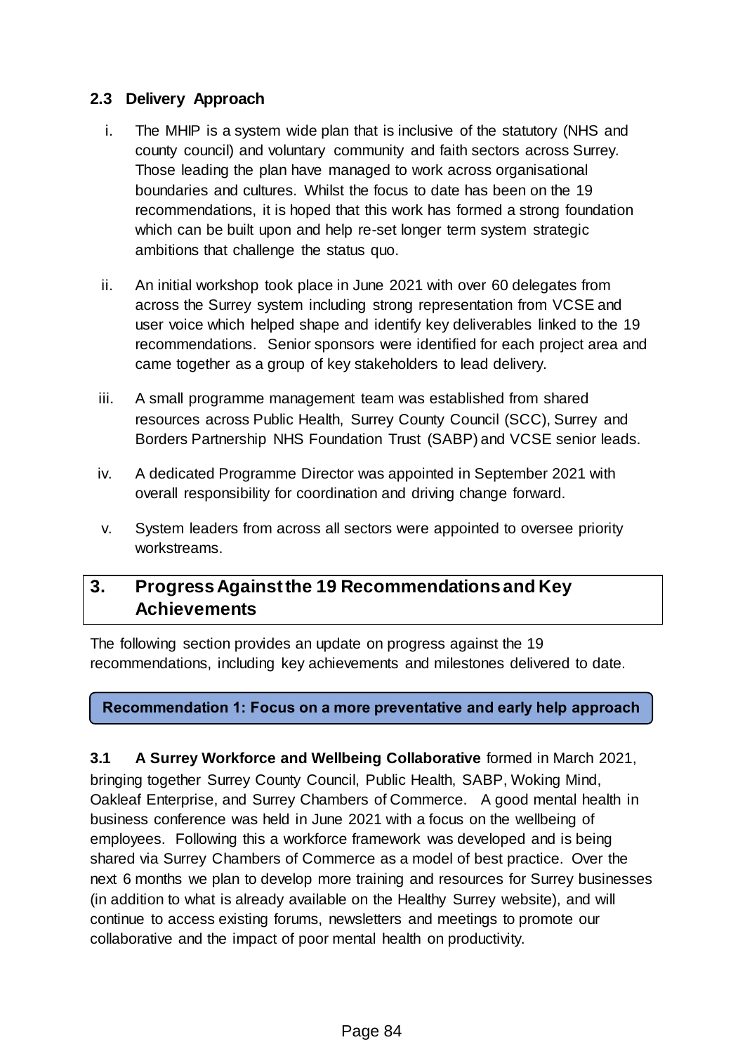### 2.3 Delivery Approach

i. The MHIP is a system wide plan that is inclusive of the statutory (NHS and county council) and voluntary community and faith sectors across Surrey. Those leading the plan have managed to work across organisational boundaries and cultures. Whilst the focus to date has been on the 19 recommendations, it is hoped that this work has formed a strong foundation which can be built upon and help re-set longer term system strategic ambitions that challenge the status quo.

ii. An initial workshop took place in June 2021 with over 60 delegates from across the Surrey system including strong representation from VCSE and user voice which helped shape and identify key deliverables linked to the 19 recommendations. Senior sponsors were identified for each project area and came together as a group of key stakeholders to lead delivery.

iii. A small programme management team was established from shared resources across Public Health, Surrey County Council (SCC), Surrey and Borders Partnership NHS Foundation Trust (SABP) and VCSE senior leads.

iv. A dedicated Programme Director was appointed in September 2021 with overall responsibility for coordination and driving change forward.

v. System leaders from across all sectors were appointed to oversee priority workstreams.

## 3. Progress Against the 19 Recommendations and Key Achievements

The following section provides an update on progress against the 19 recommendations, including key achievements and milestones delivered to date.

**Recommendation 1: Focus on a more preventative and early help approach**

**3.1 A Surrey Workforce and Wellbeing Collaborative** formed in March 2021, bringing together Surrey County Council, Public Health, SABP, Woking Mind, Oakleaf Enterprise, and Surrey Chambers of Commerce. A good mental health in business conference was held in June 2021 with a focus on the wellbeing of employees. Following this a workforce framework was developed and is being shared via Surrey Chambers of Commerce as a model of best practice. Over the next 6 months we plan to develop more training and resources for Surrey businesses (in addition to what is already available on the Healthy Surrey website), and will continue to access existing forums, newsletters and meetings to promote our collaborative and the impact of poor mental health on productivity.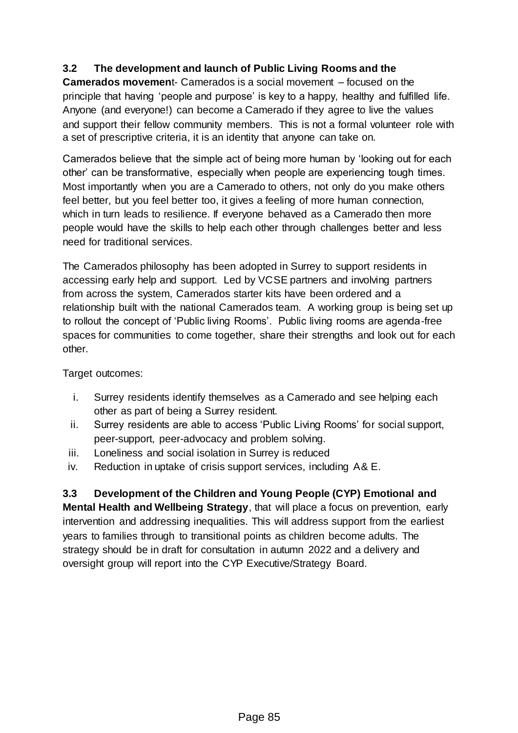**3.2 The development and launch of Public Living Rooms and the Camerados movement**- Camerados is a social movement – focused on the principle that having 'people and purpose' is key to a happy, healthy and fulfilled life. Anyone (and everyone!) can become a Camerado if they agree to live the values and support their fellow community members. This is not a formal volunteer role with a set of prescriptive criteria, it is an identity that anyone can take on.

Camerados believe that the simple act of being more human by 'looking out for each other' can be transformative, especially when people are experiencing tough times. Most importantly when you are a Camerado to others, not only do you make others feel better, but you feel better too, it gives a feeling of more human connection, which in turn leads to resilience. If everyone behaved as a Camerado then more people would have the skills to help each other through challenges better and less need for traditional services.

The Camerados philosophy has been adopted in Surrey to support residents in accessing early help and support. Led by VCSE partners and involving partners from across the system, Camerados starter kits have been ordered and a relationship built with the national Camerados team. A working group is being set up to rollout the concept of 'Public living Rooms'. Public living rooms are agenda-free spaces for communities to come together, share their strengths and look out for each other.

Target outcomes:

i. Surrey residents identify themselves as a Camerado and see helping each other as part of being a Surrey resident.
ii. Surrey residents are able to access 'Public Living Rooms' for social support, peer-support, peer-advocacy and problem solving.
iii. Loneliness and social isolation in Surrey is reduced
iv. Reduction in uptake of crisis support services, including A& E.

**3.3 Development of the Children and Young People (CYP) Emotional and Mental Health and Wellbeing Strategy**, that will place a focus on prevention, early intervention and addressing inequalities. This will address support from the earliest years to families through to transitional points as children become adults. The strategy should be in draft for consultation in autumn 2022 and a delivery and oversight group will report into the CYP Executive/Strategy Board.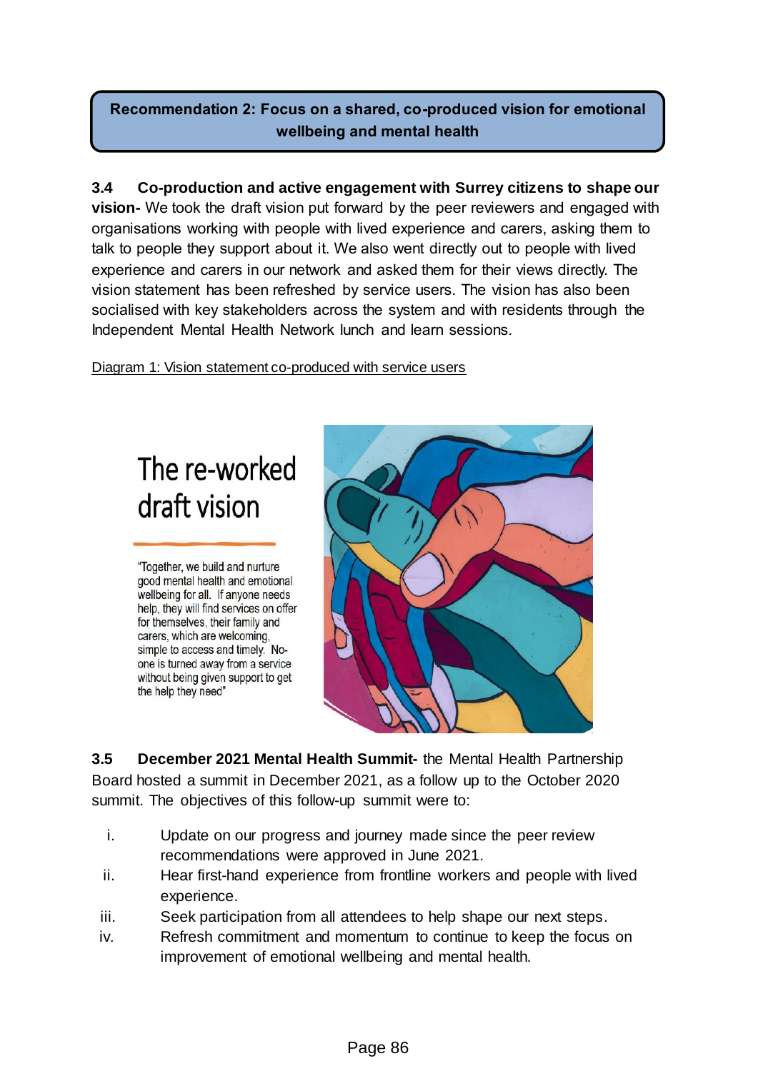**Recommendation 2: Focus on a shared, co-produced vision for emotional wellbeing and mental health**

**3.4 Co-production and active engagement with Surrey citizens to shape our vision-** We took the draft vision put forward by the peer reviewers and engaged with organisations working with people with lived experience and carers, asking them to talk to people they support about it. We also went directly out to people with lived experience and carers in our network and asked them for their views directly. The vision statement has been refreshed by service users. The vision has also been socialised with key stakeholders across the system and with residents through the Independent Mental Health Network lunch and learn sessions.

Diagram 1: Vision statement co-produced with service users

## The re-worked draft vision

"Together, we build and nurture good mental health and emotional wellbeing for all. If anyone needs help, they will find services on offer for themselves, their family and carers, which are welcoming, simple to access and timely. No-one is turned away from a service without being given support to get the help they need"

**3.5 December 2021 Mental Health Summit-** the Mental Health Partnership Board hosted a summit in December 2021, as a follow up to the October 2020 summit. The objectives of this follow-up summit were to:

i. Update on our progress and journey made since the peer review recommendations were approved in June 2021.
ii. Hear first-hand experience from frontline workers and people with lived experience.
iii. Seek participation from all attendees to help shape our next steps.
iv. Refresh commitment and momentum to continue to keep the focus on improvement of emotional wellbeing and mental health.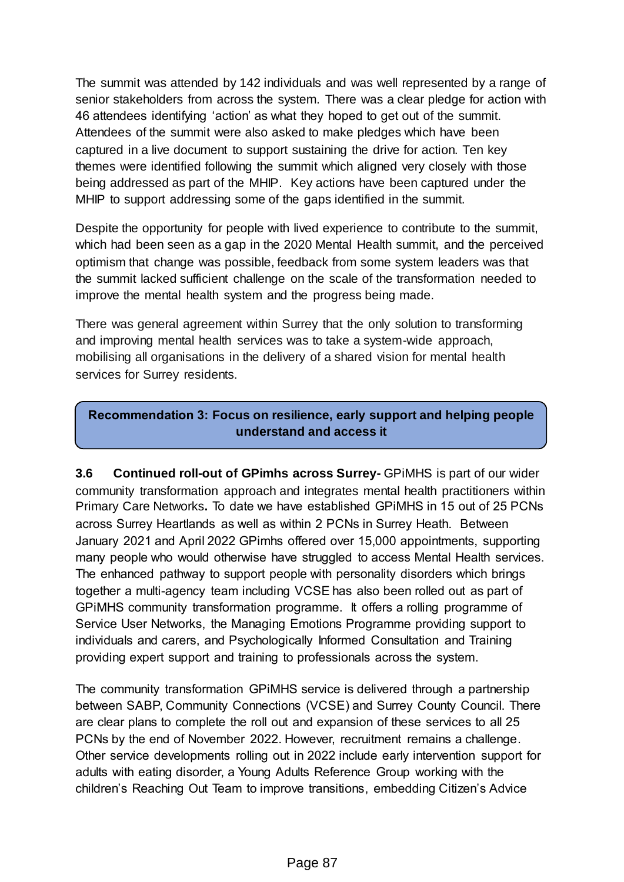The summit was attended by 142 individuals and was well represented by a range of senior stakeholders from across the system. There was a clear pledge for action with 46 attendees identifying 'action' as what they hoped to get out of the summit. Attendees of the summit were also asked to make pledges which have been captured in a live document to support sustaining the drive for action. Ten key themes were identified following the summit which aligned very closely with those being addressed as part of the MHIP. Key actions have been captured under the MHIP to support addressing some of the gaps identified in the summit.

Despite the opportunity for people with lived experience to contribute to the summit, which had been seen as a gap in the 2020 Mental Health summit, and the perceived optimism that change was possible, feedback from some system leaders was that the summit lacked sufficient challenge on the scale of the transformation needed to improve the mental health system and the progress being made.

There was general agreement within Surrey that the only solution to transforming and improving mental health services was to take a system-wide approach, mobilising all organisations in the delivery of a shared vision for mental health services for Surrey residents.

**Recommendation 3: Focus on resilience, early support and helping people understand and access it**

**3.6 Continued roll-out of GPimhs across Surrey-** GPiMHS is part of our wider community transformation approach and integrates mental health practitioners within Primary Care Networks**.** To date we have established GPiMHS in 15 out of 25 PCNs across Surrey Heartlands as well as within 2 PCNs in Surrey Heath. Between January 2021 and April 2022 GPimhs offered over 15,000 appointments, supporting many people who would otherwise have struggled to access Mental Health services. The enhanced pathway to support people with personality disorders which brings together a multi-agency team including VCSE has also been rolled out as part of GPiMHS community transformation programme. It offers a rolling programme of Service User Networks, the Managing Emotions Programme providing support to individuals and carers, and Psychologically Informed Consultation and Training providing expert support and training to professionals across the system.

The community transformation GPiMHS service is delivered through a partnership between SABP, Community Connections (VCSE) and Surrey County Council. There are clear plans to complete the roll out and expansion of these services to all 25 PCNs by the end of November 2022. However, recruitment remains a challenge. Other service developments rolling out in 2022 include early intervention support for adults with eating disorder, a Young Adults Reference Group working with the children's Reaching Out Team to improve transitions, embedding Citizen's Advice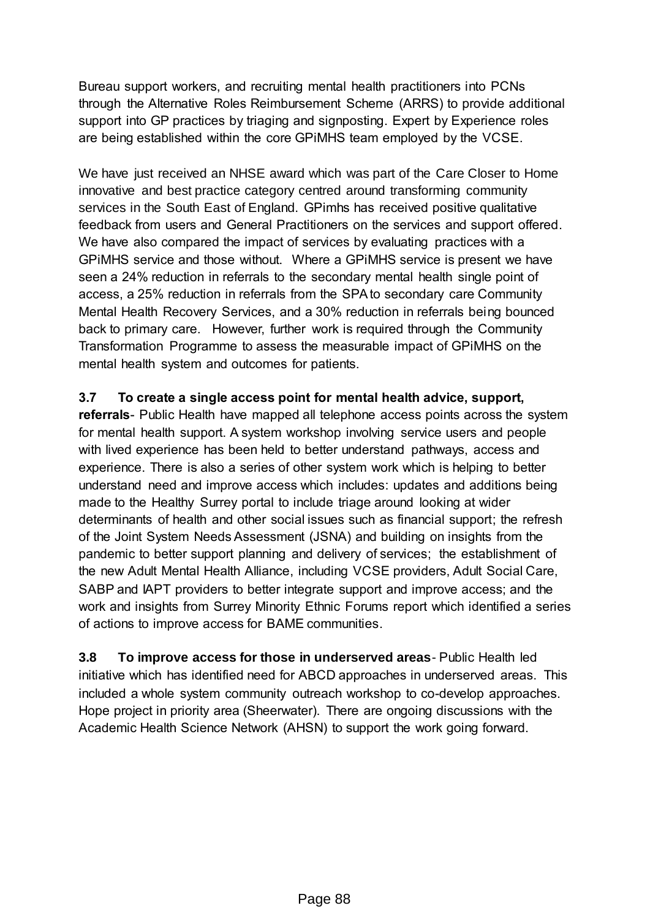Bureau support workers, and recruiting mental health practitioners into PCNs through the Alternative Roles Reimbursement Scheme (ARRS) to provide additional support into GP practices by triaging and signposting. Expert by Experience roles are being established within the core GPiMHS team employed by the VCSE.

We have just received an NHSE award which was part of the Care Closer to Home innovative and best practice category centred around transforming community services in the South East of England. GPimhs has received positive qualitative feedback from users and General Practitioners on the services and support offered. We have also compared the impact of services by evaluating practices with a GPiMHS service and those without. Where a GPiMHS service is present we have seen a 24% reduction in referrals to the secondary mental health single point of access, a 25% reduction in referrals from the SPA to secondary care Community Mental Health Recovery Services, and a 30% reduction in referrals being bounced back to primary care. However, further work is required through the Community Transformation Programme to assess the measurable impact of GPiMHS on the mental health system and outcomes for patients.

**3.7 To create a single access point for mental health advice, support, referrals**- Public Health have mapped all telephone access points across the system for mental health support. A system workshop involving service users and people with lived experience has been held to better understand pathways, access and experience. There is also a series of other system work which is helping to better understand need and improve access which includes: updates and additions being made to the Healthy Surrey portal to include triage around looking at wider determinants of health and other social issues such as financial support; the refresh of the Joint System Needs Assessment (JSNA) and building on insights from the pandemic to better support planning and delivery of services; the establishment of the new Adult Mental Health Alliance, including VCSE providers, Adult Social Care, SABP and IAPT providers to better integrate support and improve access; and the work and insights from Surrey Minority Ethnic Forums report which identified a series of actions to improve access for BAME communities.

**3.8 To improve access for those in underserved areas**- Public Health led initiative which has identified need for ABCD approaches in underserved areas. This included a whole system community outreach workshop to co-develop approaches. Hope project in priority area (Sheerwater). There are ongoing discussions with the Academic Health Science Network (AHSN) to support the work going forward.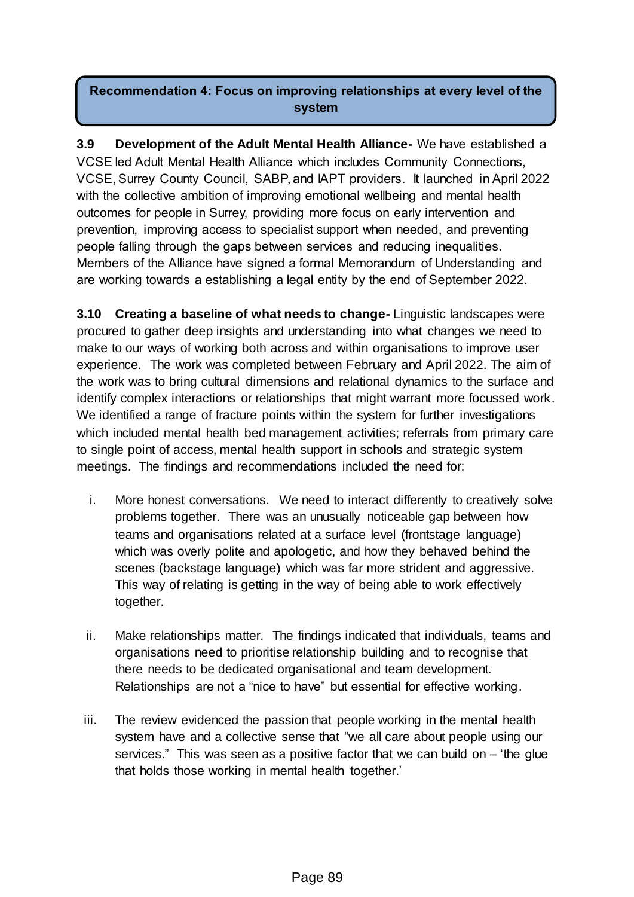## Recommendation 4: Focus on improving relationships at every level of the system

**3.9 Development of the Adult Mental Health Alliance-** We have established a VCSE led Adult Mental Health Alliance which includes Community Connections, VCSE, Surrey County Council, SABP, and IAPT providers. It launched in April 2022 with the collective ambition of improving emotional wellbeing and mental health outcomes for people in Surrey, providing more focus on early intervention and prevention, improving access to specialist support when needed, and preventing people falling through the gaps between services and reducing inequalities. Members of the Alliance have signed a formal Memorandum of Understanding and are working towards a establishing a legal entity by the end of September 2022.

**3.10 Creating a baseline of what needs to change-** Linguistic landscapes were procured to gather deep insights and understanding into what changes we need to make to our ways of working both across and within organisations to improve user experience. The work was completed between February and April 2022. The aim of the work was to bring cultural dimensions and relational dynamics to the surface and identify complex interactions or relationships that might warrant more focussed work. We identified a range of fracture points within the system for further investigations which included mental health bed management activities; referrals from primary care to single point of access, mental health support in schools and strategic system meetings. The findings and recommendations included the need for:

i. More honest conversations. We need to interact differently to creatively solve problems together. There was an unusually noticeable gap between how teams and organisations related at a surface level (frontstage language) which was overly polite and apologetic, and how they behaved behind the scenes (backstage language) which was far more strident and aggressive. This way of relating is getting in the way of being able to work effectively together.

ii. Make relationships matter. The findings indicated that individuals, teams and organisations need to prioritise relationship building and to recognise that there needs to be dedicated organisational and team development. Relationships are not a "nice to have" but essential for effective working.

iii. The review evidenced the passion that people working in the mental health system have and a collective sense that "we all care about people using our services." This was seen as a positive factor that we can build on – 'the glue that holds those working in mental health together.'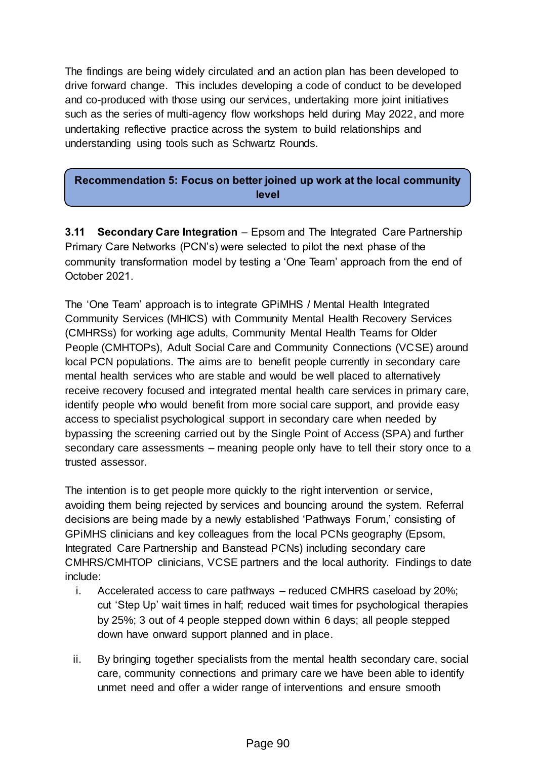The findings are being widely circulated and an action plan has been developed to drive forward change. This includes developing a code of conduct to be developed and co-produced with those using our services, undertaking more joint initiatives such as the series of multi-agency flow workshops held during May 2022, and more undertaking reflective practice across the system to build relationships and understanding using tools such as Schwartz Rounds.

**Recommendation 5: Focus on better joined up work at the local community level**

**3.11 Secondary Care Integration** – Epsom and The Integrated Care Partnership Primary Care Networks (PCN's) were selected to pilot the next phase of the community transformation model by testing a 'One Team' approach from the end of October 2021.

The 'One Team' approach is to integrate GPiMHS / Mental Health Integrated Community Services (MHICS) with Community Mental Health Recovery Services (CMHRSs) for working age adults, Community Mental Health Teams for Older People (CMHTOPs), Adult Social Care and Community Connections (VCSE) around local PCN populations. The aims are to benefit people currently in secondary care mental health services who are stable and would be well placed to alternatively receive recovery focused and integrated mental health care services in primary care, identify people who would benefit from more social care support, and provide easy access to specialist psychological support in secondary care when needed by bypassing the screening carried out by the Single Point of Access (SPA) and further secondary care assessments – meaning people only have to tell their story once to a trusted assessor.

The intention is to get people more quickly to the right intervention or service, avoiding them being rejected by services and bouncing around the system. Referral decisions are being made by a newly established 'Pathways Forum,' consisting of GPiMHS clinicians and key colleagues from the local PCNs geography (Epsom, Integrated Care Partnership and Banstead PCNs) including secondary care CMHRS/CMHTOP clinicians, VCSE partners and the local authority. Findings to date include:

i. Accelerated access to care pathways – reduced CMHRS caseload by 20%; cut 'Step Up' wait times in half; reduced wait times for psychological therapies by 25%; 3 out of 4 people stepped down within 6 days; all people stepped down have onward support planned and in place.

ii. By bringing together specialists from the mental health secondary care, social care, community connections and primary care we have been able to identify unmet need and offer a wider range of interventions and ensure smooth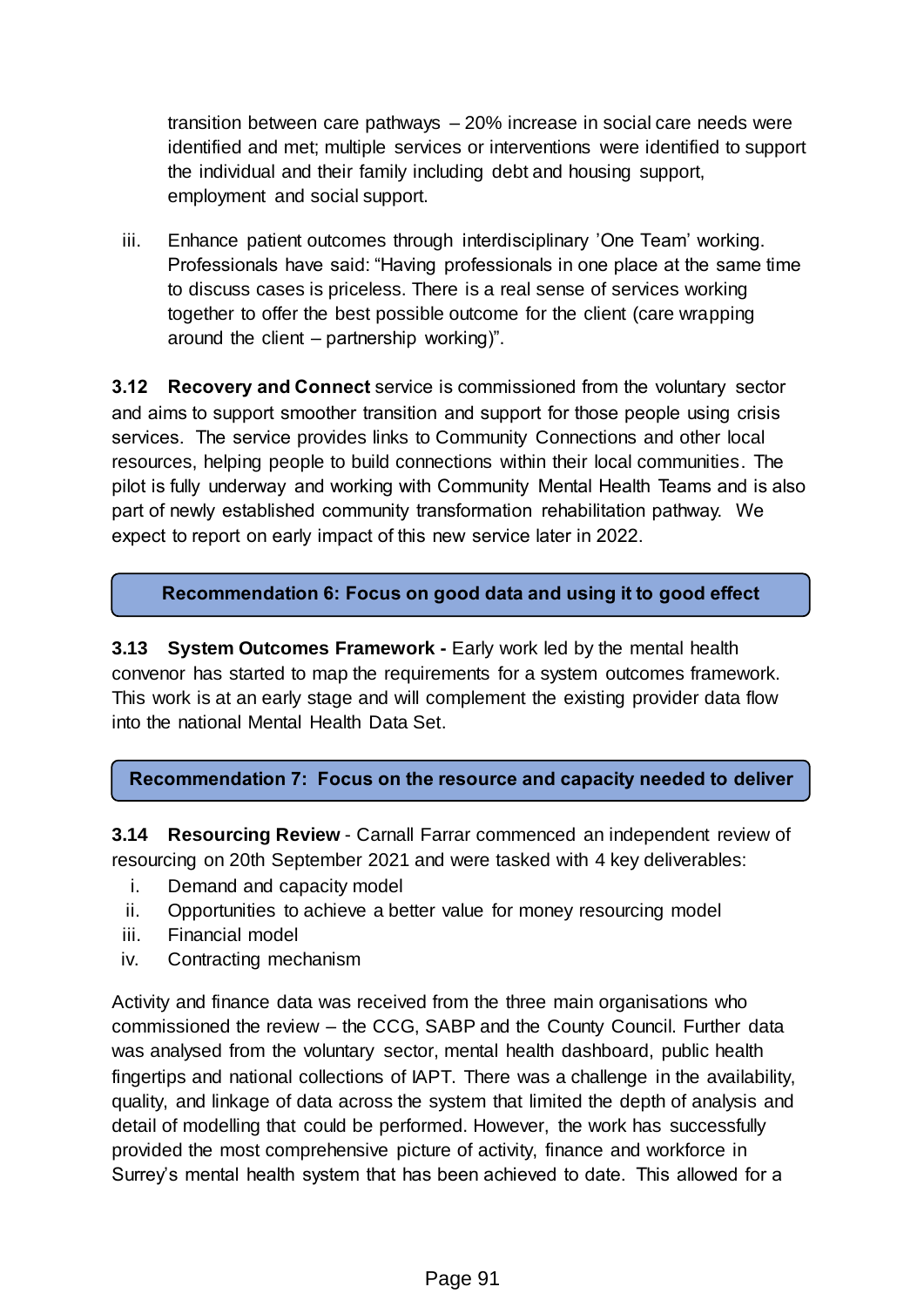transition between care pathways – 20% increase in social care needs were identified and met; multiple services or interventions were identified to support the individual and their family including debt and housing support, employment and social support.

iii. Enhance patient outcomes through interdisciplinary 'One Team' working. Professionals have said: "Having professionals in one place at the same time to discuss cases is priceless. There is a real sense of services working together to offer the best possible outcome for the client (care wrapping around the client – partnership working)".

**3.12 Recovery and Connect** service is commissioned from the voluntary sector and aims to support smoother transition and support for those people using crisis services. The service provides links to Community Connections and other local resources, helping people to build connections within their local communities. The pilot is fully underway and working with Community Mental Health Teams and is also part of newly established community transformation rehabilitation pathway. We expect to report on early impact of this new service later in 2022.

**Recommendation 6: Focus on good data and using it to good effect**

**3.13 System Outcomes Framework -** Early work led by the mental health convenor has started to map the requirements for a system outcomes framework. This work is at an early stage and will complement the existing provider data flow into the national Mental Health Data Set.

**Recommendation 7: Focus on the resource and capacity needed to deliver**

**3.14 Resourcing Review** - Carnall Farrar commenced an independent review of resourcing on 20th September 2021 and were tasked with 4 key deliverables:

i. Demand and capacity model
ii. Opportunities to achieve a better value for money resourcing model
iii. Financial model
iv. Contracting mechanism

Activity and finance data was received from the three main organisations who commissioned the review – the CCG, SABP and the County Council. Further data was analysed from the voluntary sector, mental health dashboard, public health fingertips and national collections of IAPT. There was a challenge in the availability, quality, and linkage of data across the system that limited the depth of analysis and detail of modelling that could be performed. However, the work has successfully provided the most comprehensive picture of activity, finance and workforce in Surrey's mental health system that has been achieved to date. This allowed for a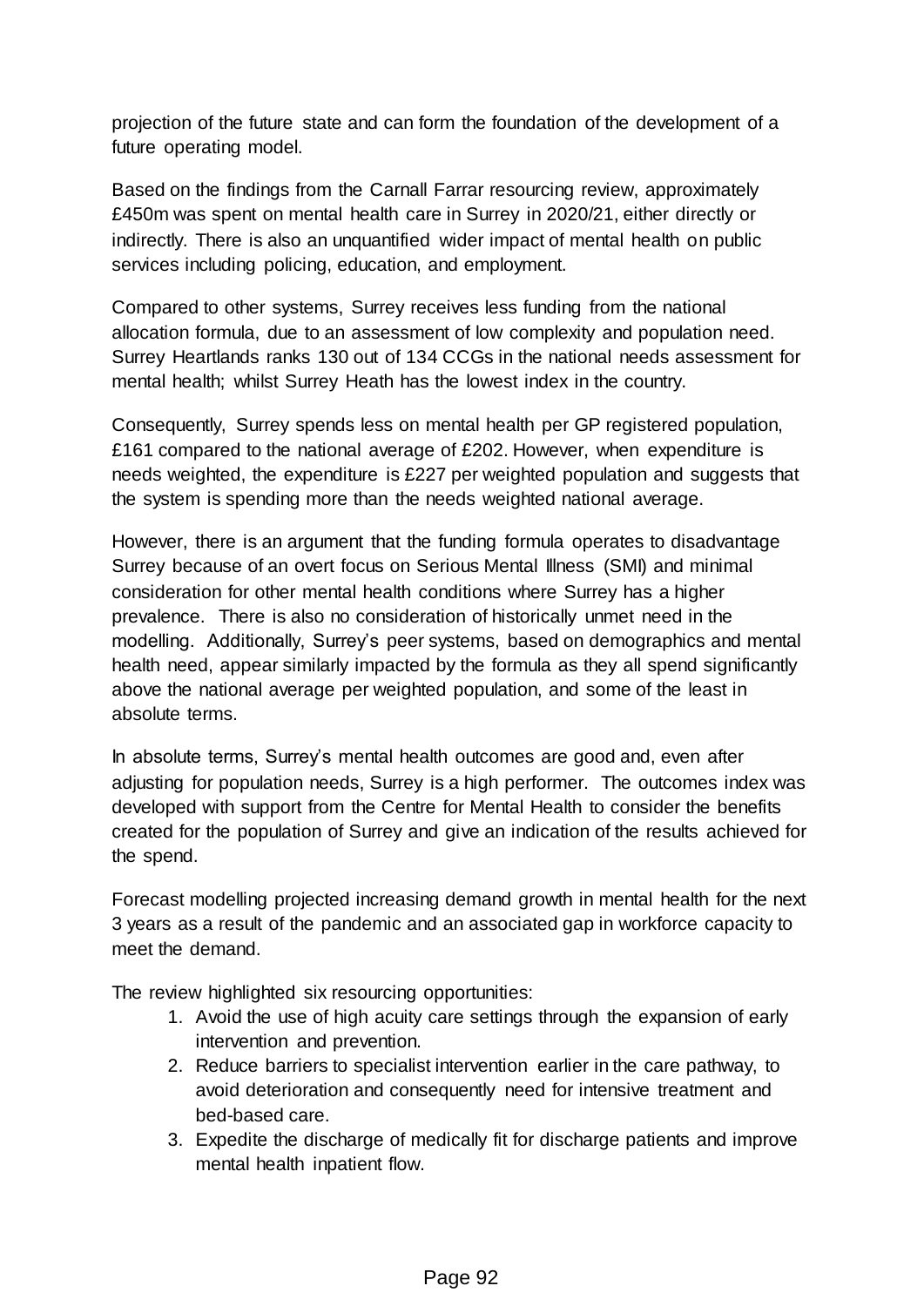projection of the future state and can form the foundation of the development of a future operating model.

Based on the findings from the Carnall Farrar resourcing review, approximately £450m was spent on mental health care in Surrey in 2020/21, either directly or indirectly. There is also an unquantified wider impact of mental health on public services including policing, education, and employment.

Compared to other systems, Surrey receives less funding from the national allocation formula, due to an assessment of low complexity and population need. Surrey Heartlands ranks 130 out of 134 CCGs in the national needs assessment for mental health; whilst Surrey Heath has the lowest index in the country.

Consequently, Surrey spends less on mental health per GP registered population, £161 compared to the national average of £202. However, when expenditure is needs weighted, the expenditure is £227 per weighted population and suggests that the system is spending more than the needs weighted national average.

However, there is an argument that the funding formula operates to disadvantage Surrey because of an overt focus on Serious Mental Illness (SMI) and minimal consideration for other mental health conditions where Surrey has a higher prevalence. There is also no consideration of historically unmet need in the modelling. Additionally, Surrey's peer systems, based on demographics and mental health need, appear similarly impacted by the formula as they all spend significantly above the national average per weighted population, and some of the least in absolute terms.

In absolute terms, Surrey's mental health outcomes are good and, even after adjusting for population needs, Surrey is a high performer. The outcomes index was developed with support from the Centre for Mental Health to consider the benefits created for the population of Surrey and give an indication of the results achieved for the spend.

Forecast modelling projected increasing demand growth in mental health for the next 3 years as a result of the pandemic and an associated gap in workforce capacity to meet the demand.

The review highlighted six resourcing opportunities:

1. Avoid the use of high acuity care settings through the expansion of early intervention and prevention.
2. Reduce barriers to specialist intervention earlier in the care pathway, to avoid deterioration and consequently need for intensive treatment and bed-based care.
3. Expedite the discharge of medically fit for discharge patients and improve mental health inpatient flow.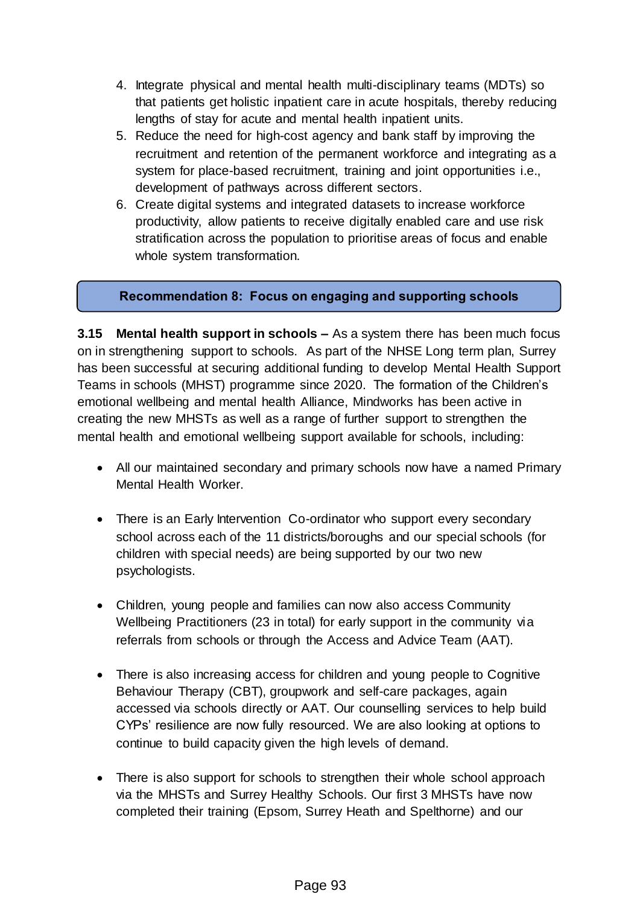4. Integrate physical and mental health multi-disciplinary teams (MDTs) so that patients get holistic inpatient care in acute hospitals, thereby reducing lengths of stay for acute and mental health inpatient units.
5. Reduce the need for high-cost agency and bank staff by improving the recruitment and retention of the permanent workforce and integrating as a system for place-based recruitment, training and joint opportunities i.e., development of pathways across different sectors.
6. Create digital systems and integrated datasets to increase workforce productivity, allow patients to receive digitally enabled care and use risk stratification across the population to prioritise areas of focus and enable whole system transformation.

**Recommendation 8: Focus on engaging and supporting schools**

**3.15 Mental health support in schools –** As a system there has been much focus on in strengthening support to schools. As part of the NHSE Long term plan, Surrey has been successful at securing additional funding to develop Mental Health Support Teams in schools (MHST) programme since 2020. The formation of the Children's emotional wellbeing and mental health Alliance, Mindworks has been active in creating the new MHSTs as well as a range of further support to strengthen the mental health and emotional wellbeing support available for schools, including:

- All our maintained secondary and primary schools now have a named Primary Mental Health Worker.
- There is an Early Intervention Co-ordinator who support every secondary school across each of the 11 districts/boroughs and our special schools (for children with special needs) are being supported by our two new psychologists.
- Children, young people and families can now also access Community Wellbeing Practitioners (23 in total) for early support in the community via referrals from schools or through the Access and Advice Team (AAT).
- There is also increasing access for children and young people to Cognitive Behaviour Therapy (CBT), groupwork and self-care packages, again accessed via schools directly or AAT. Our counselling services to help build CYPs' resilience are now fully resourced. We are also looking at options to continue to build capacity given the high levels of demand.
- There is also support for schools to strengthen their whole school approach via the MHSTs and Surrey Healthy Schools. Our first 3 MHSTs have now completed their training (Epsom, Surrey Heath and Spelthorne) and our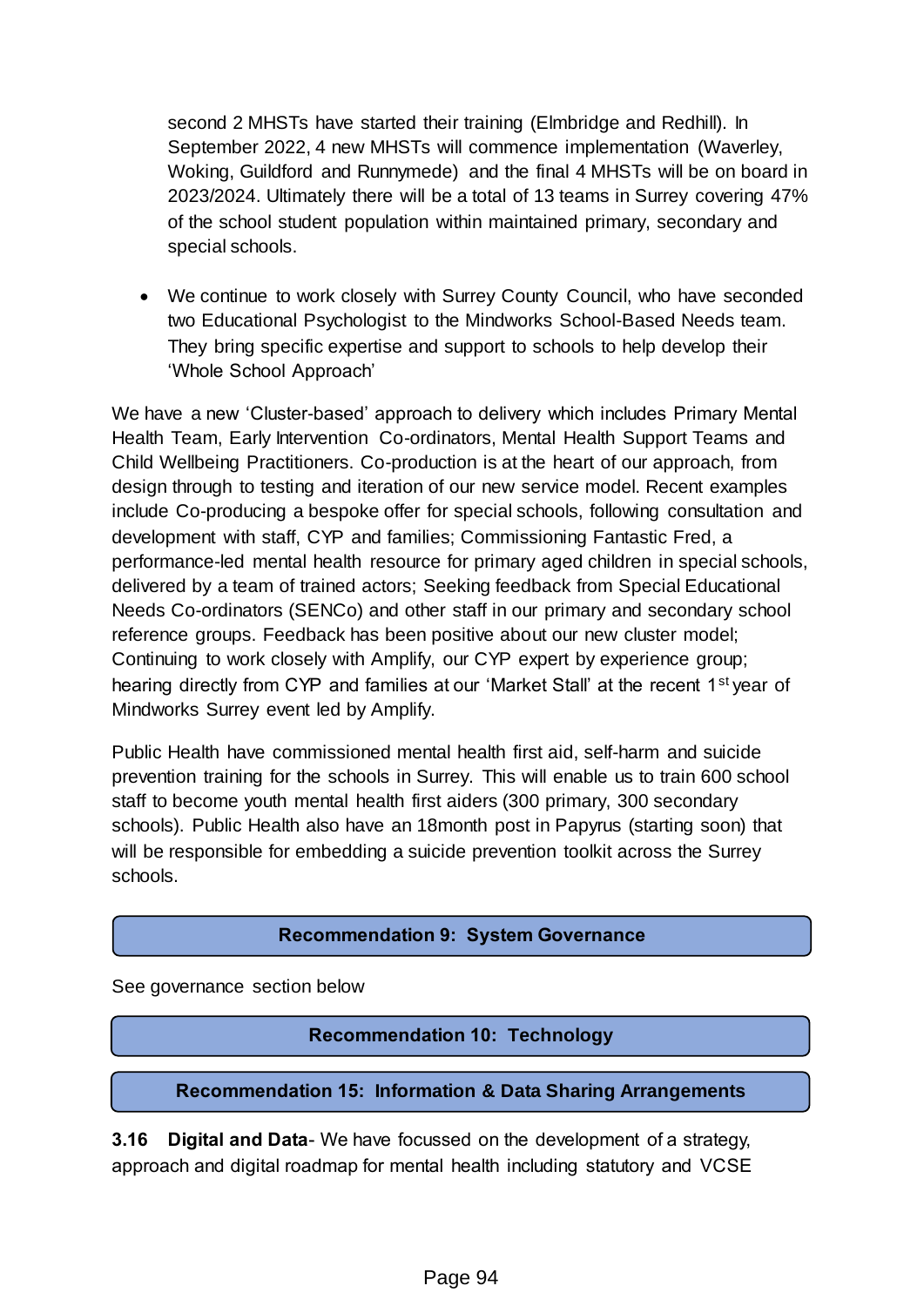second 2 MHSTs have started their training (Elmbridge and Redhill). In September 2022, 4 new MHSTs will commence implementation (Waverley, Woking, Guildford and Runnymede) and the final 4 MHSTs will be on board in 2023/2024. Ultimately there will be a total of 13 teams in Surrey covering 47% of the school student population within maintained primary, secondary and special schools.

- We continue to work closely with Surrey County Council, who have seconded two Educational Psychologist to the Mindworks School-Based Needs team. They bring specific expertise and support to schools to help develop their 'Whole School Approach'

We have a new 'Cluster-based' approach to delivery which includes Primary Mental Health Team, Early Intervention Co-ordinators, Mental Health Support Teams and Child Wellbeing Practitioners. Co-production is at the heart of our approach, from design through to testing and iteration of our new service model. Recent examples include Co-producing a bespoke offer for special schools, following consultation and development with staff, CYP and families; Commissioning Fantastic Fred, a performance-led mental health resource for primary aged children in special schools, delivered by a team of trained actors; Seeking feedback from Special Educational Needs Co-ordinators (SENCo) and other staff in our primary and secondary school reference groups. Feedback has been positive about our new cluster model; Continuing to work closely with Amplify, our CYP expert by experience group; hearing directly from CYP and families at our 'Market Stall' at the recent 1st year of Mindworks Surrey event led by Amplify.

Public Health have commissioned mental health first aid, self-harm and suicide prevention training for the schools in Surrey. This will enable us to train 600 school staff to become youth mental health first aiders (300 primary, 300 secondary schools). Public Health also have an 18month post in Papyrus (starting soon) that will be responsible for embedding a suicide prevention toolkit across the Surrey schools.

**Recommendation 9: System Governance**

See governance section below

**Recommendation 10: Technology**

**Recommendation 15: Information & Data Sharing Arrangements**

**3.16 Digital and Data**- We have focussed on the development of a strategy, approach and digital roadmap for mental health including statutory and VCSE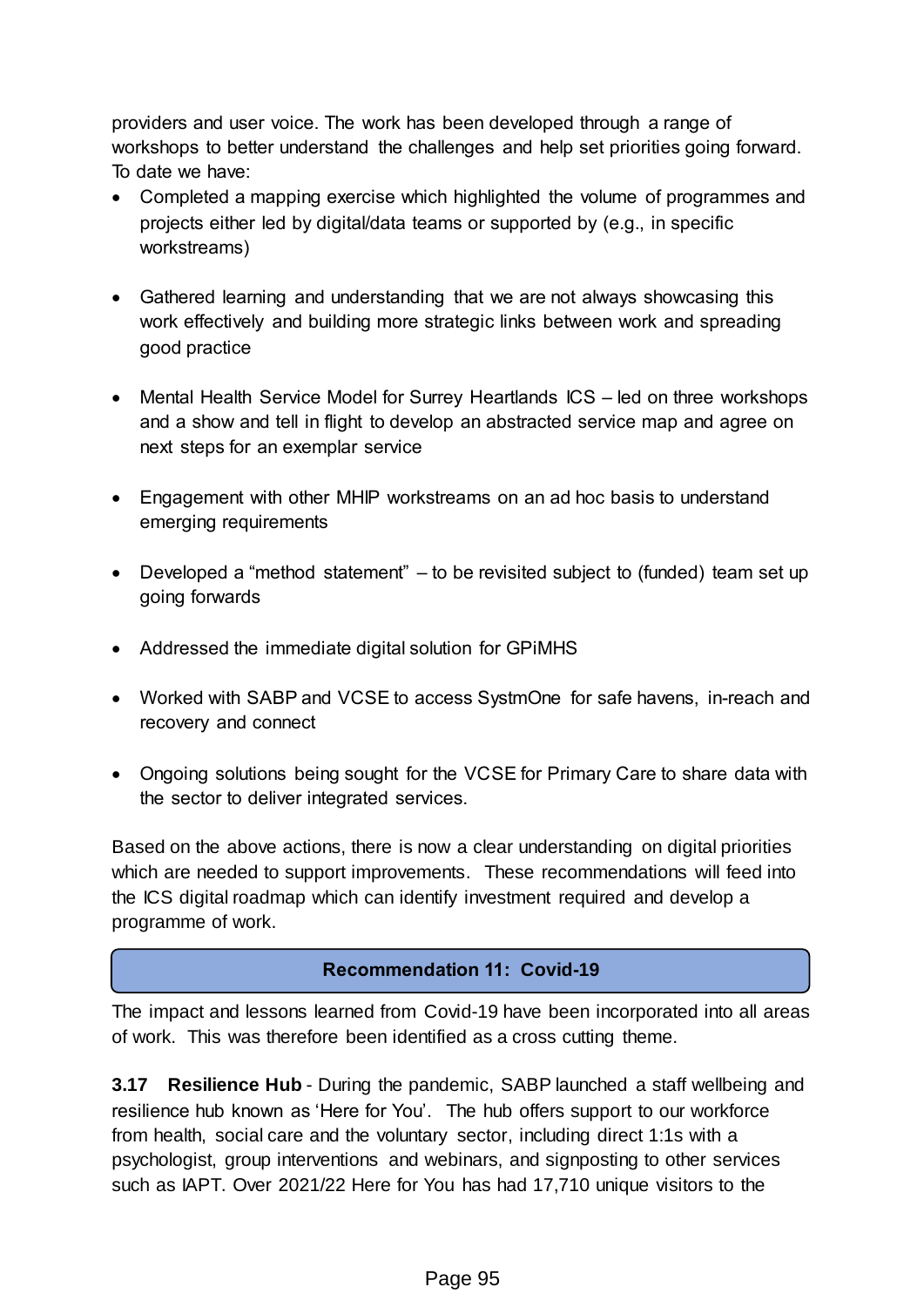providers and user voice. The work has been developed through a range of workshops to better understand the challenges and help set priorities going forward. To date we have:

- Completed a mapping exercise which highlighted the volume of programmes and projects either led by digital/data teams or supported by (e.g., in specific workstreams)
- Gathered learning and understanding that we are not always showcasing this work effectively and building more strategic links between work and spreading good practice
- Mental Health Service Model for Surrey Heartlands ICS – led on three workshops and a show and tell in flight to develop an abstracted service map and agree on next steps for an exemplar service
- Engagement with other MHIP workstreams on an ad hoc basis to understand emerging requirements
- Developed a "method statement" – to be revisited subject to (funded) team set up going forwards
- Addressed the immediate digital solution for GPiMHS
- Worked with SABP and VCSE to access SystmOne for safe havens, in-reach and recovery and connect
- Ongoing solutions being sought for the VCSE for Primary Care to share data with the sector to deliver integrated services.

Based on the above actions, there is now a clear understanding on digital priorities which are needed to support improvements. These recommendations will feed into the ICS digital roadmap which can identify investment required and develop a programme of work.

## Recommendation 11: Covid-19

The impact and lessons learned from Covid-19 have been incorporated into all areas of work. This was therefore been identified as a cross cutting theme.

**3.17 Resilience Hub** - During the pandemic, SABP launched a staff wellbeing and resilience hub known as 'Here for You'. The hub offers support to our workforce from health, social care and the voluntary sector, including direct 1:1s with a psychologist, group interventions and webinars, and signposting to other services such as IAPT. Over 2021/22 Here for You has had 17,710 unique visitors to the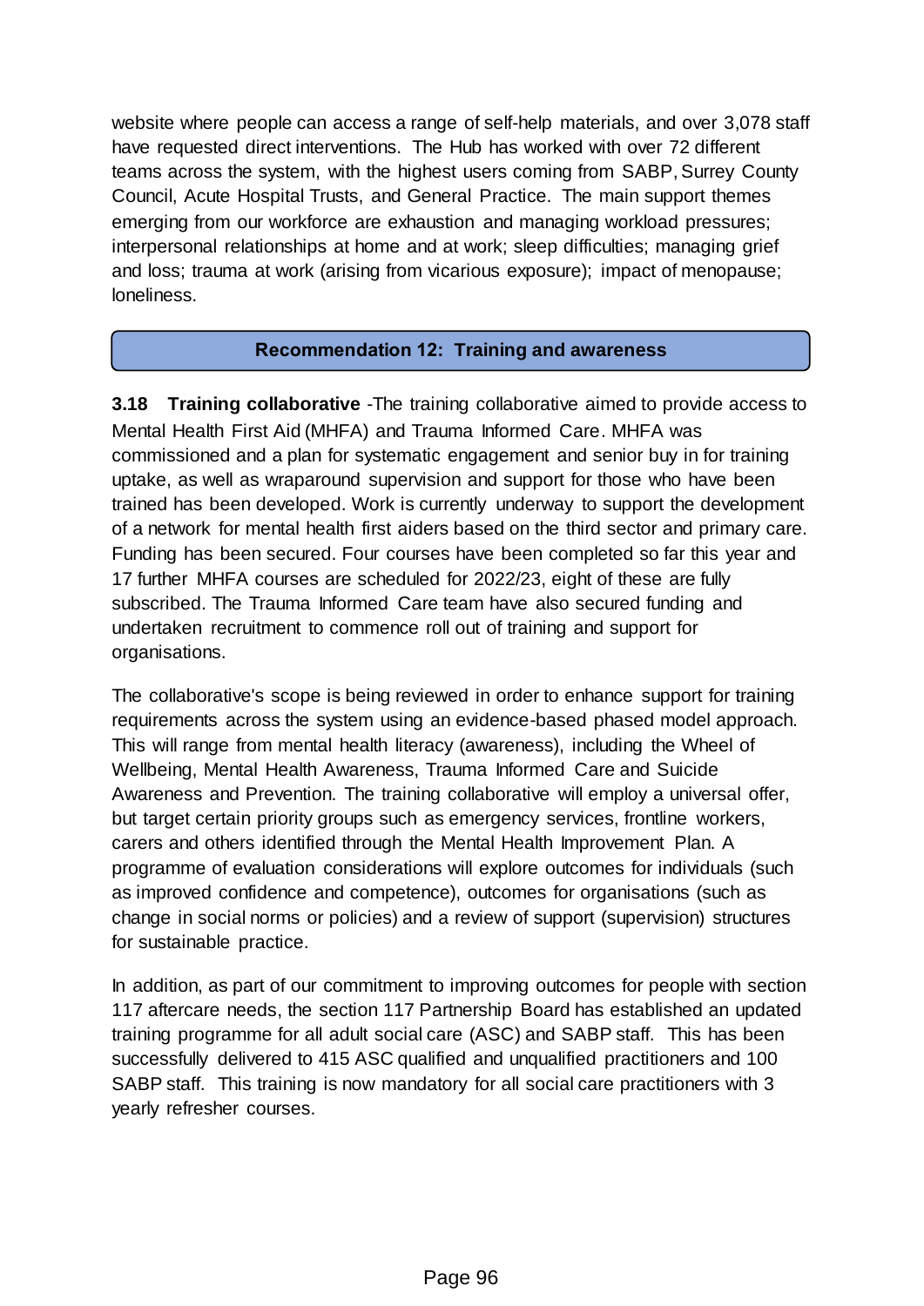website where people can access a range of self-help materials, and over 3,078 staff have requested direct interventions. The Hub has worked with over 72 different teams across the system, with the highest users coming from SABP, Surrey County Council, Acute Hospital Trusts, and General Practice. The main support themes emerging from our workforce are exhaustion and managing workload pressures; interpersonal relationships at home and at work; sleep difficulties; managing grief and loss; trauma at work (arising from vicarious exposure); impact of menopause; loneliness.

### Recommendation 12: Training and awareness

**3.18 Training collaborative** -The training collaborative aimed to provide access to Mental Health First Aid (MHFA) and Trauma Informed Care. MHFA was commissioned and a plan for systematic engagement and senior buy in for training uptake, as well as wraparound supervision and support for those who have been trained has been developed. Work is currently underway to support the development of a network for mental health first aiders based on the third sector and primary care. Funding has been secured. Four courses have been completed so far this year and 17 further MHFA courses are scheduled for 2022/23, eight of these are fully subscribed. The Trauma Informed Care team have also secured funding and undertaken recruitment to commence roll out of training and support for organisations.

The collaborative's scope is being reviewed in order to enhance support for training requirements across the system using an evidence-based phased model approach. This will range from mental health literacy (awareness), including the Wheel of Wellbeing, Mental Health Awareness, Trauma Informed Care and Suicide Awareness and Prevention. The training collaborative will employ a universal offer, but target certain priority groups such as emergency services, frontline workers, carers and others identified through the Mental Health Improvement Plan. A programme of evaluation considerations will explore outcomes for individuals (such as improved confidence and competence), outcomes for organisations (such as change in social norms or policies) and a review of support (supervision) structures for sustainable practice.

In addition, as part of our commitment to improving outcomes for people with section 117 aftercare needs, the section 117 Partnership Board has established an updated training programme for all adult social care (ASC) and SABP staff. This has been successfully delivered to 415 ASC qualified and unqualified practitioners and 100 SABP staff. This training is now mandatory for all social care practitioners with 3 yearly refresher courses.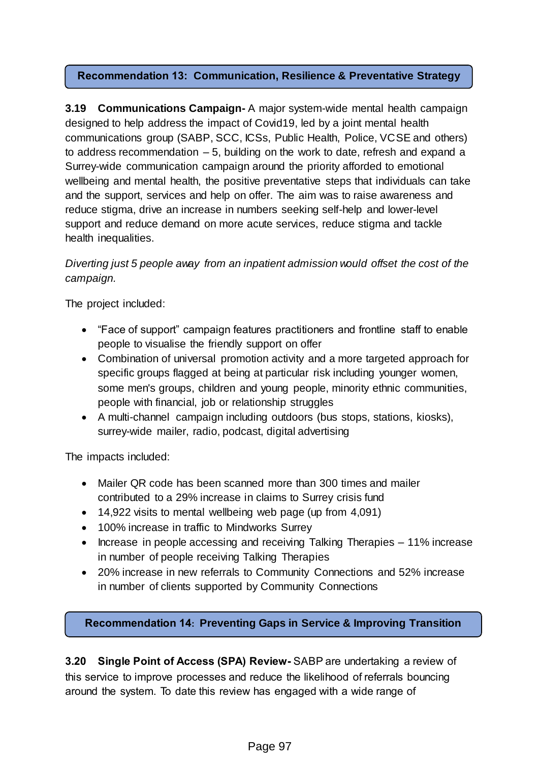### Recommendation 13: Communication, Resilience & Preventative Strategy

**3.19 Communications Campaign-** A major system-wide mental health campaign designed to help address the impact of Covid19, led by a joint mental health communications group (SABP, SCC, ICSs, Public Health, Police, VCSE and others) to address recommendation – 5, building on the work to date, refresh and expand a Surrey-wide communication campaign around the priority afforded to emotional wellbeing and mental health, the positive preventative steps that individuals can take and the support, services and help on offer. The aim was to raise awareness and reduce stigma, drive an increase in numbers seeking self-help and lower-level support and reduce demand on more acute services, reduce stigma and tackle health inequalities.

*Diverting just 5 people away from an inpatient admission would offset the cost of the campaign.*

The project included:

- "Face of support" campaign features practitioners and frontline staff to enable people to visualise the friendly support on offer
- Combination of universal promotion activity and a more targeted approach for specific groups flagged at being at particular risk including younger women, some men's groups, children and young people, minority ethnic communities, people with financial, job or relationship struggles
- A multi-channel campaign including outdoors (bus stops, stations, kiosks), surrey-wide mailer, radio, podcast, digital advertising

The impacts included:

- Mailer QR code has been scanned more than 300 times and mailer contributed to a 29% increase in claims to Surrey crisis fund
- 14,922 visits to mental wellbeing web page (up from 4,091)
- 100% increase in traffic to Mindworks Surrey
- Increase in people accessing and receiving Talking Therapies – 11% increase in number of people receiving Talking Therapies
- 20% increase in new referrals to Community Connections and 52% increase in number of clients supported by Community Connections

### Recommendation 14: Preventing Gaps in Service & Improving Transition

**3.20 Single Point of Access (SPA) Review-** SABP are undertaking a review of this service to improve processes and reduce the likelihood of referrals bouncing around the system. To date this review has engaged with a wide range of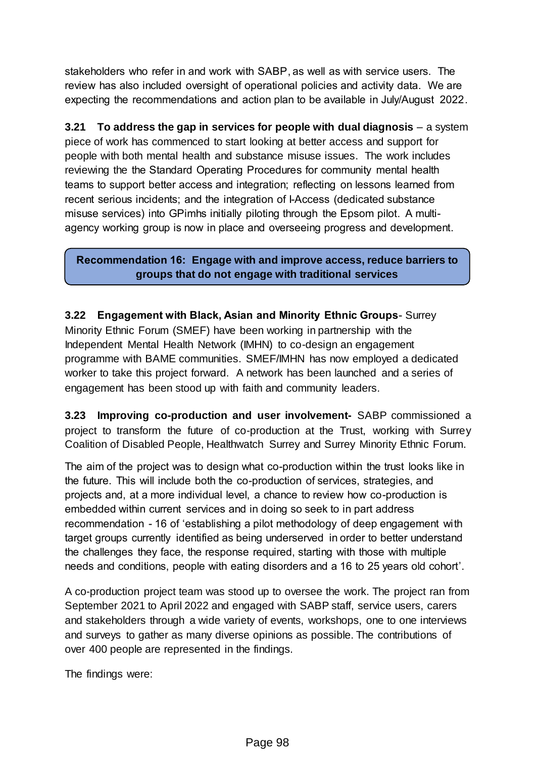stakeholders who refer in and work with SABP, as well as with service users. The review has also included oversight of operational policies and activity data. We are expecting the recommendations and action plan to be available in July/August 2022.

**3.21 To address the gap in services for people with dual diagnosis** – a system piece of work has commenced to start looking at better access and support for people with both mental health and substance misuse issues. The work includes reviewing the the Standard Operating Procedures for community mental health teams to support better access and integration; reflecting on lessons learned from recent serious incidents; and the integration of I-Access (dedicated substance misuse services) into GPimhs initially piloting through the Epsom pilot. A multi-agency working group is now in place and overseeing progress and development.

**Recommendation 16: Engage with and improve access, reduce barriers to groups that do not engage with traditional services**

**3.22 Engagement with Black, Asian and Minority Ethnic Groups**- Surrey Minority Ethnic Forum (SMEF) have been working in partnership with the Independent Mental Health Network (IMHN) to co-design an engagement programme with BAME communities. SMEF/IMHN has now employed a dedicated worker to take this project forward. A network has been launched and a series of engagement has been stood up with faith and community leaders.

**3.23 Improving co-production and user involvement-** SABP commissioned a project to transform the future of co-production at the Trust, working with Surrey Coalition of Disabled People, Healthwatch Surrey and Surrey Minority Ethnic Forum.

The aim of the project was to design what co-production within the trust looks like in the future. This will include both the co-production of services, strategies, and projects and, at a more individual level, a chance to review how co-production is embedded within current services and in doing so seek to in part address recommendation - 16 of 'establishing a pilot methodology of deep engagement with target groups currently identified as being underserved in order to better understand the challenges they face, the response required, starting with those with multiple needs and conditions, people with eating disorders and a 16 to 25 years old cohort'.

A co-production project team was stood up to oversee the work. The project ran from September 2021 to April 2022 and engaged with SABP staff, service users, carers and stakeholders through a wide variety of events, workshops, one to one interviews and surveys to gather as many diverse opinions as possible. The contributions of over 400 people are represented in the findings.

The findings were: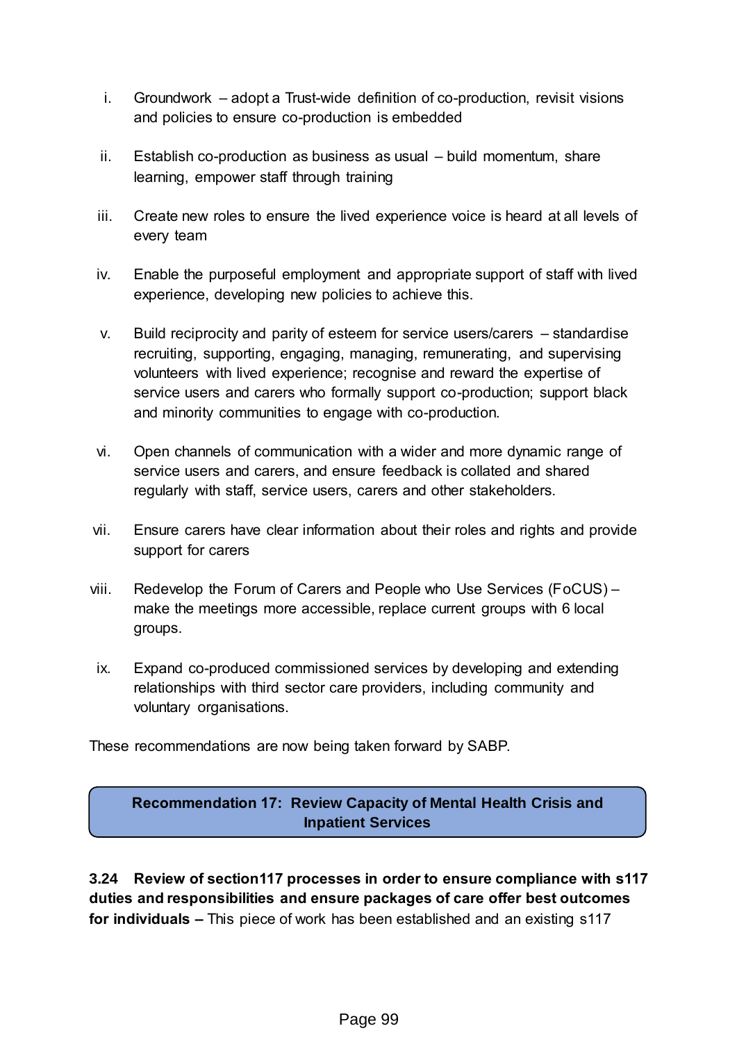i. Groundwork – adopt a Trust-wide definition of co-production, revisit visions and policies to ensure co-production is embedded

ii. Establish co-production as business as usual – build momentum, share learning, empower staff through training

iii. Create new roles to ensure the lived experience voice is heard at all levels of every team

iv. Enable the purposeful employment and appropriate support of staff with lived experience, developing new policies to achieve this.

v. Build reciprocity and parity of esteem for service users/carers – standardise recruiting, supporting, engaging, managing, remunerating, and supervising volunteers with lived experience; recognise and reward the expertise of service users and carers who formally support co-production; support black and minority communities to engage with co-production.

vi. Open channels of communication with a wider and more dynamic range of service users and carers, and ensure feedback is collated and shared regularly with staff, service users, carers and other stakeholders.

vii. Ensure carers have clear information about their roles and rights and provide support for carers

viii. Redevelop the Forum of Carers and People who Use Services (FoCUS) – make the meetings more accessible, replace current groups with 6 local groups.

ix. Expand co-produced commissioned services by developing and extending relationships with third sector care providers, including community and voluntary organisations.

These recommendations are now being taken forward by SABP.

**Recommendation 17: Review Capacity of Mental Health Crisis and Inpatient Services**

**3.24 Review of section117 processes in order to ensure compliance with s117 duties and responsibilities and ensure packages of care offer best outcomes for individuals –** This piece of work has been established and an existing s117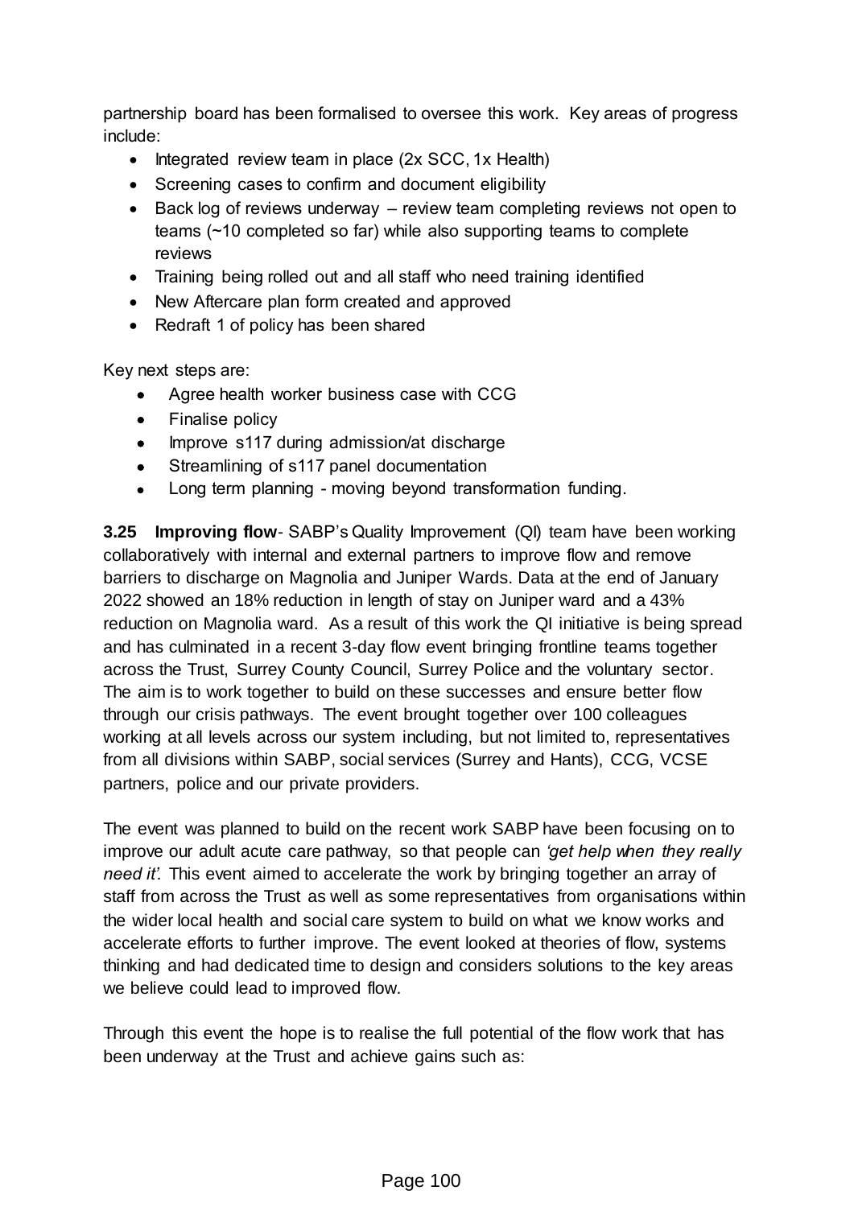partnership board has been formalised to oversee this work. Key areas of progress include:

- Integrated review team in place (2x SCC, 1x Health)
- Screening cases to confirm and document eligibility
- Back log of reviews underway – review team completing reviews not open to teams (~10 completed so far) while also supporting teams to complete reviews
- Training being rolled out and all staff who need training identified
- New Aftercare plan form created and approved
- Redraft 1 of policy has been shared

Key next steps are:

- Agree health worker business case with CCG
- Finalise policy
- Improve s117 during admission/at discharge
- Streamlining of s117 panel documentation
- Long term planning - moving beyond transformation funding.

**3.25 Improving flow**- SABP's Quality Improvement (QI) team have been working collaboratively with internal and external partners to improve flow and remove barriers to discharge on Magnolia and Juniper Wards. Data at the end of January 2022 showed an 18% reduction in length of stay on Juniper ward and a 43% reduction on Magnolia ward. As a result of this work the QI initiative is being spread and has culminated in a recent 3-day flow event bringing frontline teams together across the Trust, Surrey County Council, Surrey Police and the voluntary sector. The aim is to work together to build on these successes and ensure better flow through our crisis pathways. The event brought together over 100 colleagues working at all levels across our system including, but not limited to, representatives from all divisions within SABP, social services (Surrey and Hants), CCG, VCSE partners, police and our private providers.

The event was planned to build on the recent work SABP have been focusing on to improve our adult acute care pathway, so that people can *'get help when they really need it'.* This event aimed to accelerate the work by bringing together an array of staff from across the Trust as well as some representatives from organisations within the wider local health and social care system to build on what we know works and accelerate efforts to further improve. The event looked at theories of flow, systems thinking and had dedicated time to design and considers solutions to the key areas we believe could lead to improved flow.

Through this event the hope is to realise the full potential of the flow work that has been underway at the Trust and achieve gains such as: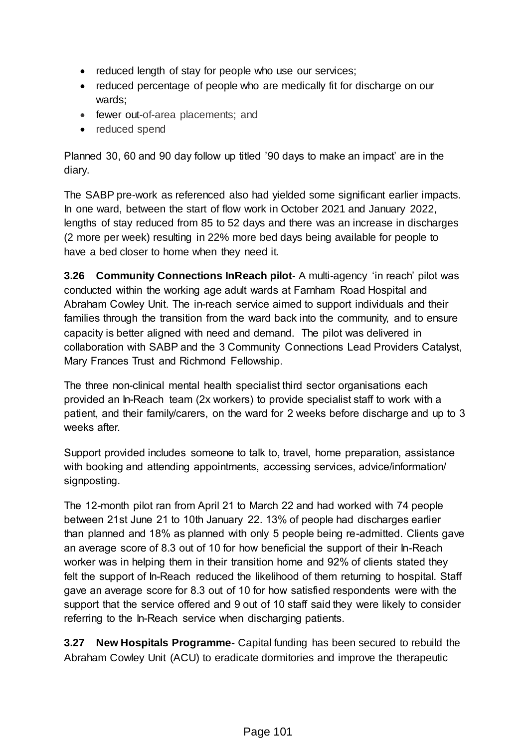- reduced length of stay for people who use our services;
- reduced percentage of people who are medically fit for discharge on our wards;
- fewer out-of-area placements; and
- reduced spend

Planned 30, 60 and 90 day follow up titled '90 days to make an impact' are in the diary.

The SABP pre-work as referenced also had yielded some significant earlier impacts. In one ward, between the start of flow work in October 2021 and January 2022, lengths of stay reduced from 85 to 52 days and there was an increase in discharges (2 more per week) resulting in 22% more bed days being available for people to have a bed closer to home when they need it.

**3.26 Community Connections InReach pilot**- A multi-agency 'in reach' pilot was conducted within the working age adult wards at Farnham Road Hospital and Abraham Cowley Unit. The in-reach service aimed to support individuals and their families through the transition from the ward back into the community, and to ensure capacity is better aligned with need and demand. The pilot was delivered in collaboration with SABP and the 3 Community Connections Lead Providers Catalyst, Mary Frances Trust and Richmond Fellowship.

The three non-clinical mental health specialist third sector organisations each provided an In-Reach team (2x workers) to provide specialist staff to work with a patient, and their family/carers, on the ward for 2 weeks before discharge and up to 3 weeks after.

Support provided includes someone to talk to, travel, home preparation, assistance with booking and attending appointments, accessing services, advice/information/ signposting.

The 12-month pilot ran from April 21 to March 22 and had worked with 74 people between 21st June 21 to 10th January 22. 13% of people had discharges earlier than planned and 18% as planned with only 5 people being re-admitted. Clients gave an average score of 8.3 out of 10 for how beneficial the support of their In-Reach worker was in helping them in their transition home and 92% of clients stated they felt the support of In-Reach reduced the likelihood of them returning to hospital. Staff gave an average score for 8.3 out of 10 for how satisfied respondents were with the support that the service offered and 9 out of 10 staff said they were likely to consider referring to the In-Reach service when discharging patients.

**3.27 New Hospitals Programme-** Capital funding has been secured to rebuild the Abraham Cowley Unit (ACU) to eradicate dormitories and improve the therapeutic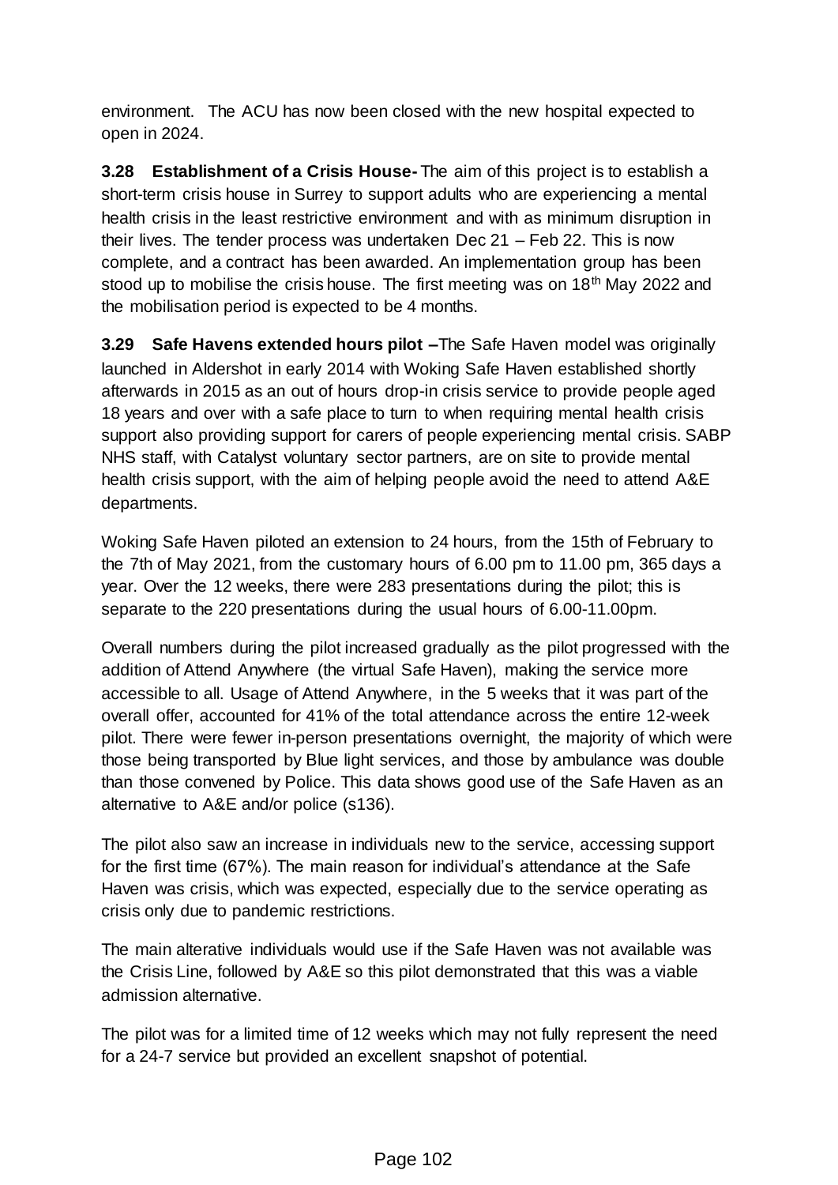environment. The ACU has now been closed with the new hospital expected to open in 2024.

**3.28 Establishment of a Crisis House-** The aim of this project is to establish a short-term crisis house in Surrey to support adults who are experiencing a mental health crisis in the least restrictive environment and with as minimum disruption in their lives. The tender process was undertaken Dec 21 – Feb 22. This is now complete, and a contract has been awarded. An implementation group has been stood up to mobilise the crisis house. The first meeting was on 18th May 2022 and the mobilisation period is expected to be 4 months.

**3.29 Safe Havens extended hours pilot –** The Safe Haven model was originally launched in Aldershot in early 2014 with Woking Safe Haven established shortly afterwards in 2015 as an out of hours drop-in crisis service to provide people aged 18 years and over with a safe place to turn to when requiring mental health crisis support also providing support for carers of people experiencing mental crisis. SABP NHS staff, with Catalyst voluntary sector partners, are on site to provide mental health crisis support, with the aim of helping people avoid the need to attend A&E departments.

Woking Safe Haven piloted an extension to 24 hours, from the 15th of February to the 7th of May 2021, from the customary hours of 6.00 pm to 11.00 pm, 365 days a year. Over the 12 weeks, there were 283 presentations during the pilot; this is separate to the 220 presentations during the usual hours of 6.00-11.00pm.

Overall numbers during the pilot increased gradually as the pilot progressed with the addition of Attend Anywhere (the virtual Safe Haven), making the service more accessible to all. Usage of Attend Anywhere, in the 5 weeks that it was part of the overall offer, accounted for 41% of the total attendance across the entire 12-week pilot. There were fewer in-person presentations overnight, the majority of which were those being transported by Blue light services, and those by ambulance was double than those convened by Police. This data shows good use of the Safe Haven as an alternative to A&E and/or police (s136).

The pilot also saw an increase in individuals new to the service, accessing support for the first time (67%). The main reason for individual's attendance at the Safe Haven was crisis, which was expected, especially due to the service operating as crisis only due to pandemic restrictions.

The main alterative individuals would use if the Safe Haven was not available was the Crisis Line, followed by A&E so this pilot demonstrated that this was a viable admission alternative.

The pilot was for a limited time of 12 weeks which may not fully represent the need for a 24-7 service but provided an excellent snapshot of potential.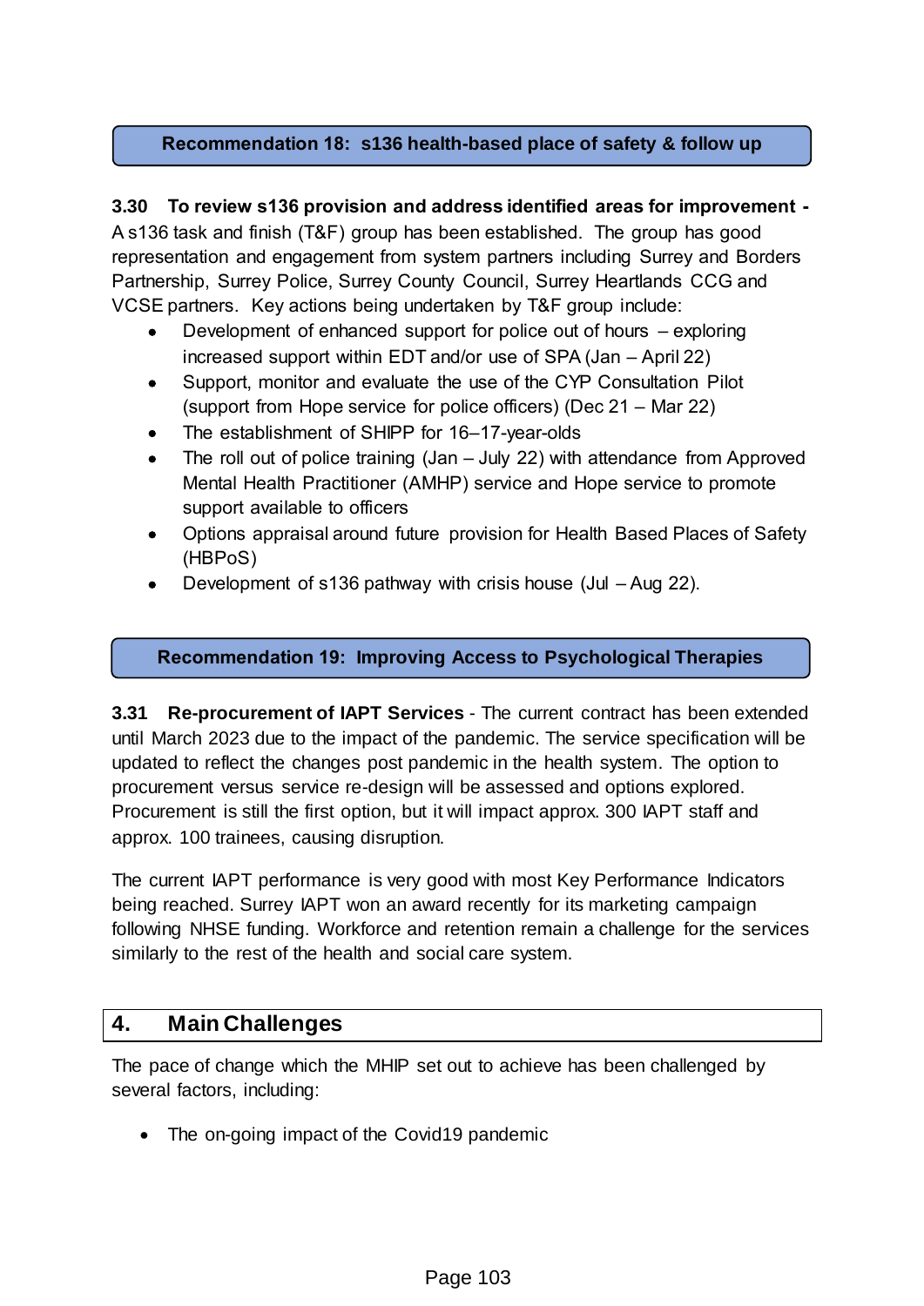**Recommendation 18: s136 health-based place of safety & follow up**

**3.30 To review s136 provision and address identified areas for improvement -** A s136 task and finish (T&F) group has been established. The group has good representation and engagement from system partners including Surrey and Borders Partnership, Surrey Police, Surrey County Council, Surrey Heartlands CCG and VCSE partners. Key actions being undertaken by T&F group include:

- Development of enhanced support for police out of hours – exploring increased support within EDT and/or use of SPA (Jan – April 22)
- Support, monitor and evaluate the use of the CYP Consultation Pilot (support from Hope service for police officers) (Dec 21 – Mar 22)
- The establishment of SHIPP for 16–17-year-olds
- The roll out of police training (Jan – July 22) with attendance from Approved Mental Health Practitioner (AMHP) service and Hope service to promote support available to officers
- Options appraisal around future provision for Health Based Places of Safety (HBPoS)
- Development of s136 pathway with crisis house (Jul – Aug 22).

**Recommendation 19: Improving Access to Psychological Therapies**

**3.31 Re-procurement of IAPT Services** - The current contract has been extended until March 2023 due to the impact of the pandemic. The service specification will be updated to reflect the changes post pandemic in the health system. The option to procurement versus service re-design will be assessed and options explored. Procurement is still the first option, but it will impact approx. 300 IAPT staff and approx. 100 trainees, causing disruption.

The current IAPT performance is very good with most Key Performance Indicators being reached. Surrey IAPT won an award recently for its marketing campaign following NHSE funding. Workforce and retention remain a challenge for the services similarly to the rest of the health and social care system.

## 4. Main Challenges

The pace of change which the MHIP set out to achieve has been challenged by several factors, including:

- The on-going impact of the Covid19 pandemic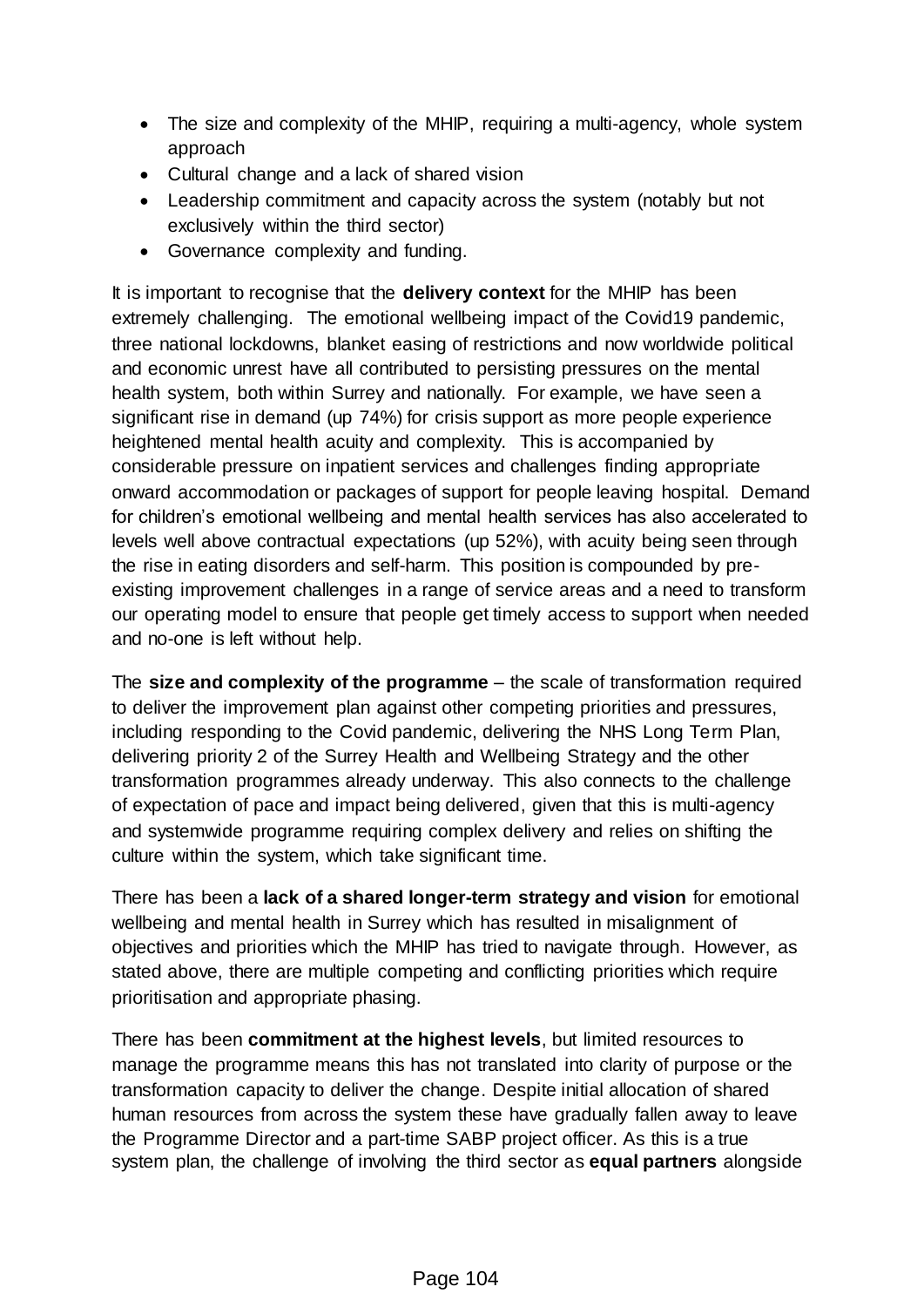- The size and complexity of the MHIP, requiring a multi-agency, whole system approach
- Cultural change and a lack of shared vision
- Leadership commitment and capacity across the system (notably but not exclusively within the third sector)
- Governance complexity and funding.

It is important to recognise that the **delivery context** for the MHIP has been extremely challenging. The emotional wellbeing impact of the Covid19 pandemic, three national lockdowns, blanket easing of restrictions and now worldwide political and economic unrest have all contributed to persisting pressures on the mental health system, both within Surrey and nationally. For example, we have seen a significant rise in demand (up 74%) for crisis support as more people experience heightened mental health acuity and complexity. This is accompanied by considerable pressure on inpatient services and challenges finding appropriate onward accommodation or packages of support for people leaving hospital. Demand for children's emotional wellbeing and mental health services has also accelerated to levels well above contractual expectations (up 52%), with acuity being seen through the rise in eating disorders and self-harm. This position is compounded by pre-existing improvement challenges in a range of service areas and a need to transform our operating model to ensure that people get timely access to support when needed and no-one is left without help.

The **size and complexity of the programme** – the scale of transformation required to deliver the improvement plan against other competing priorities and pressures, including responding to the Covid pandemic, delivering the NHS Long Term Plan, delivering priority 2 of the Surrey Health and Wellbeing Strategy and the other transformation programmes already underway. This also connects to the challenge of expectation of pace and impact being delivered, given that this is multi-agency and systemwide programme requiring complex delivery and relies on shifting the culture within the system, which take significant time.

There has been a **lack of a shared longer-term strategy and vision** for emotional wellbeing and mental health in Surrey which has resulted in misalignment of objectives and priorities which the MHIP has tried to navigate through. However, as stated above, there are multiple competing and conflicting priorities which require prioritisation and appropriate phasing.

There has been **commitment at the highest levels**, but limited resources to manage the programme means this has not translated into clarity of purpose or the transformation capacity to deliver the change. Despite initial allocation of shared human resources from across the system these have gradually fallen away to leave the Programme Director and a part-time SABP project officer. As this is a true system plan, the challenge of involving the third sector as **equal partners** alongside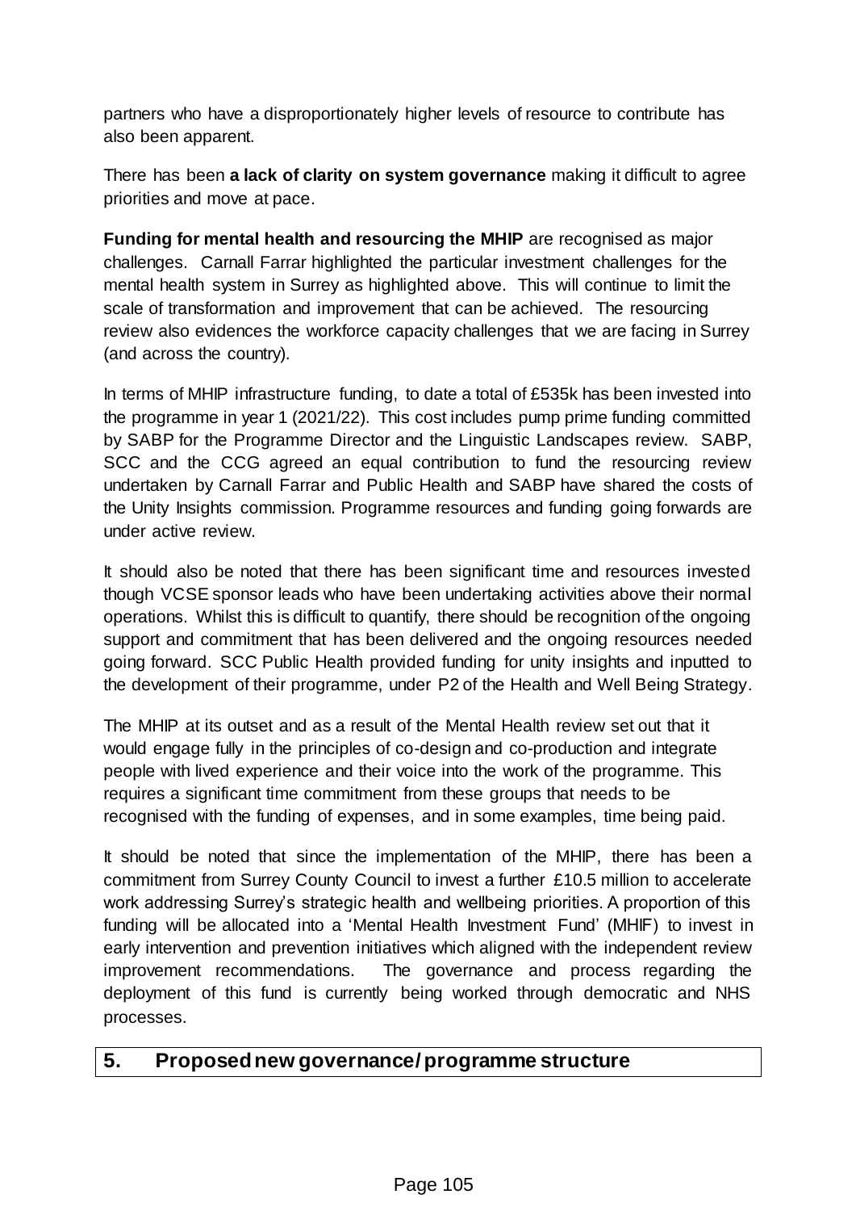partners who have a disproportionately higher levels of resource to contribute has also been apparent.

There has been **a lack of clarity on system governance** making it difficult to agree priorities and move at pace.

**Funding for mental health and resourcing the MHIP** are recognised as major challenges. Carnall Farrar highlighted the particular investment challenges for the mental health system in Surrey as highlighted above. This will continue to limit the scale of transformation and improvement that can be achieved. The resourcing review also evidences the workforce capacity challenges that we are facing in Surrey (and across the country).

In terms of MHIP infrastructure funding, to date a total of £535k has been invested into the programme in year 1 (2021/22). This cost includes pump prime funding committed by SABP for the Programme Director and the Linguistic Landscapes review. SABP, SCC and the CCG agreed an equal contribution to fund the resourcing review undertaken by Carnall Farrar and Public Health and SABP have shared the costs of the Unity Insights commission. Programme resources and funding going forwards are under active review.

It should also be noted that there has been significant time and resources invested though VCSE sponsor leads who have been undertaking activities above their normal operations. Whilst this is difficult to quantify, there should be recognition of the ongoing support and commitment that has been delivered and the ongoing resources needed going forward. SCC Public Health provided funding for unity insights and inputted to the development of their programme, under P2 of the Health and Well Being Strategy.

The MHIP at its outset and as a result of the Mental Health review set out that it would engage fully in the principles of co-design and co-production and integrate people with lived experience and their voice into the work of the programme. This requires a significant time commitment from these groups that needs to be recognised with the funding of expenses, and in some examples, time being paid.

It should be noted that since the implementation of the MHIP, there has been a commitment from Surrey County Council to invest a further £10.5 million to accelerate work addressing Surrey's strategic health and wellbeing priorities. A proportion of this funding will be allocated into a 'Mental Health Investment Fund' (MHIF) to invest in early intervention and prevention initiatives which aligned with the independent review improvement recommendations. The governance and process regarding the deployment of this fund is currently being worked through democratic and NHS processes.

## 5. Proposed new governance/ programme structure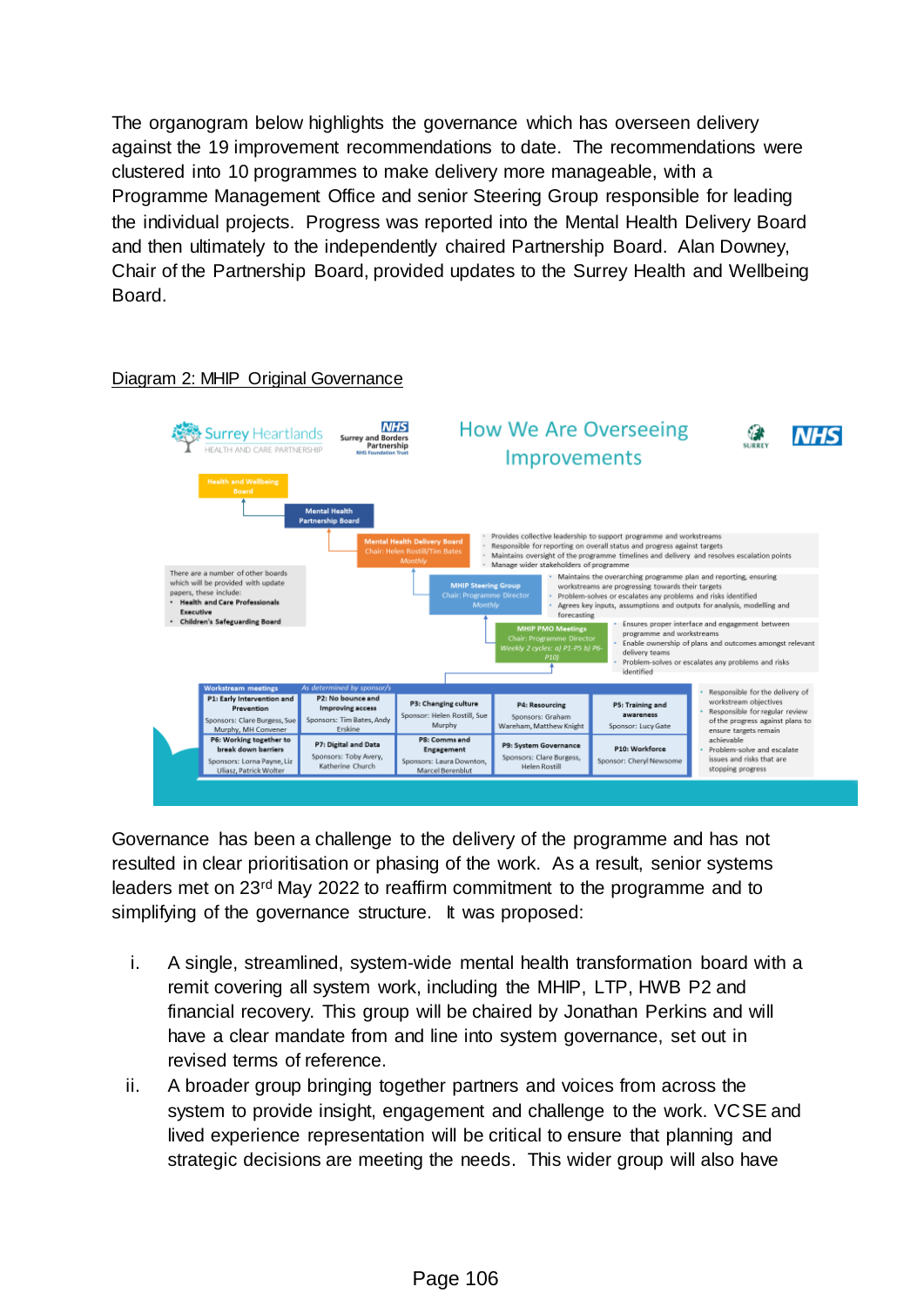The organogram below highlights the governance which has overseen delivery against the 19 improvement recommendations to date. The recommendations were clustered into 10 programmes to make delivery more manageable, with a Programme Management Office and senior Steering Group responsible for leading the individual projects. Progress was reported into the Mental Health Delivery Board and then ultimately to the independently chaired Partnership Board. Alan Downey, Chair of the Partnership Board, provided updates to the Surrey Health and Wellbeing Board.

Diagram 2: MHIP Original Governance

Governance has been a challenge to the delivery of the programme and has not resulted in clear prioritisation or phasing of the work. As a result, senior systems leaders met on 23rd May 2022 to reaffirm commitment to the programme and to simplifying of the governance structure. It was proposed:

i. A single, streamlined, system-wide mental health transformation board with a remit covering all system work, including the MHIP, LTP, HWB P2 and financial recovery. This group will be chaired by Jonathan Perkins and will have a clear mandate from and line into system governance, set out in revised terms of reference.

ii. A broader group bringing together partners and voices from across the system to provide insight, engagement and challenge to the work. VCSE and lived experience representation will be critical to ensure that planning and strategic decisions are meeting the needs. This wider group will also have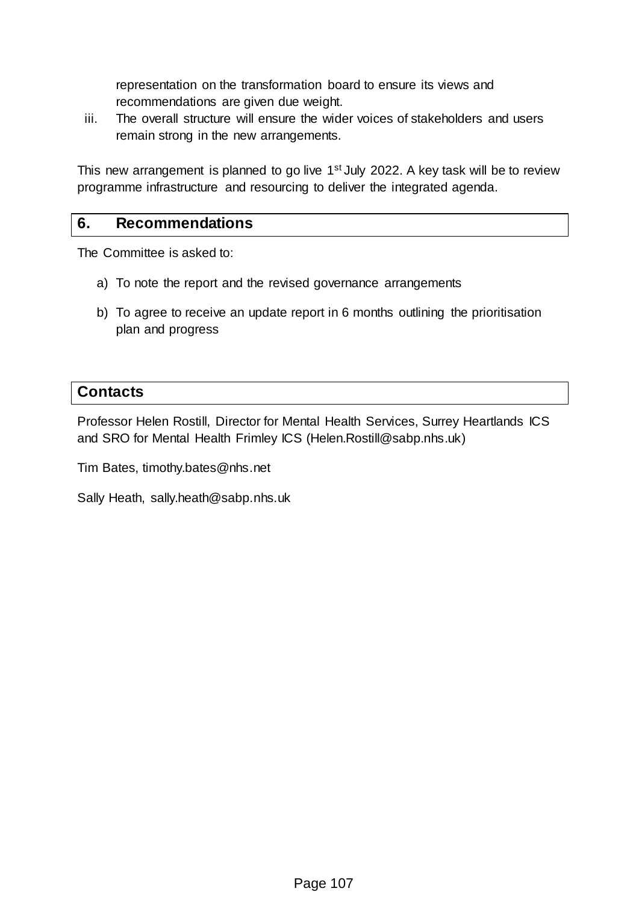representation on the transformation board to ensure its views and recommendations are given due weight.

iii. The overall structure will ensure the wider voices of stakeholders and users remain strong in the new arrangements.

This new arrangement is planned to go live 1st July 2022. A key task will be to review programme infrastructure and resourcing to deliver the integrated agenda.

## 6. Recommendations

The Committee is asked to:

a) To note the report and the revised governance arrangements

b) To agree to receive an update report in 6 months outlining the prioritisation plan and progress

## Contacts

Professor Helen Rostill, Director for Mental Health Services, Surrey Heartlands ICS and SRO for Mental Health Frimley ICS (Helen.Rostill@sabp.nhs.uk)

Tim Bates, timothy.bates@nhs.net

Sally Heath, sally.heath@sabp.nhs.uk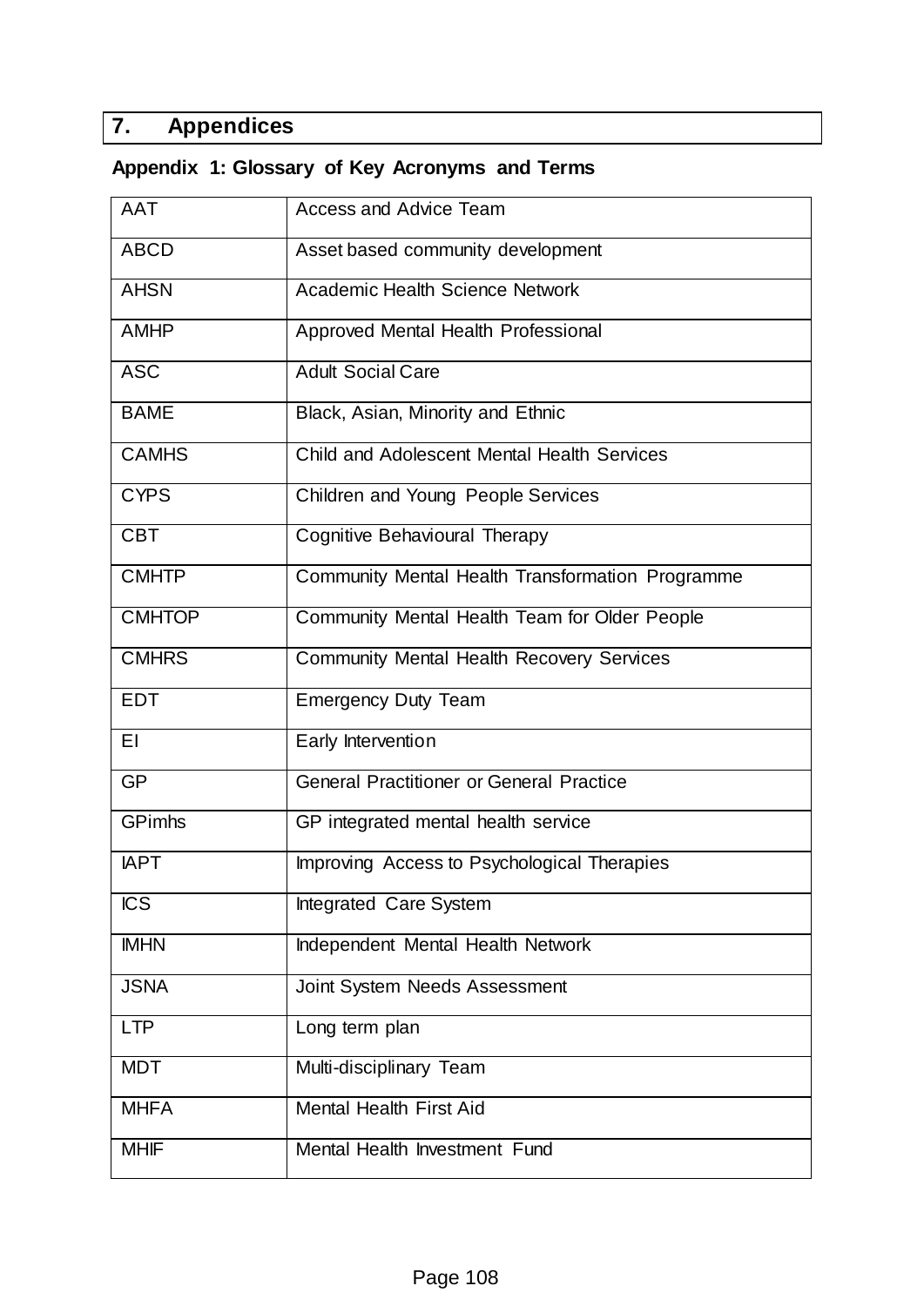# 7. Appendices

## Appendix 1: Glossary of Key Acronyms and Terms

| | |
|---|---|
| AAT | Access and Advice Team |
| ABCD | Asset based community development |
| AHSN | Academic Health Science Network |
| AMHP | Approved Mental Health Professional |
| ASC | Adult Social Care |
| BAME | Black, Asian, Minority and Ethnic |
| CAMHS | Child and Adolescent Mental Health Services |
| CYPS | Children and Young People Services |
| CBT | Cognitive Behavioural Therapy |
| CMHTP | Community Mental Health Transformation Programme |
| CMHTOP | Community Mental Health Team for Older People |
| CMHRS | Community Mental Health Recovery Services |
| EDT | Emergency Duty Team |
| EI | Early Intervention |
| GP | General Practitioner or General Practice |
| GPimhs | GP integrated mental health service |
| IAPT | Improving Access to Psychological Therapies |
| ICS | Integrated Care System |
| IMHN | Independent Mental Health Network |
| JSNA | Joint System Needs Assessment |
| LTP | Long term plan |
| MDT | Multi-disciplinary Team |
| MHFA | Mental Health First Aid |
| MHIF | Mental Health Investment Fund |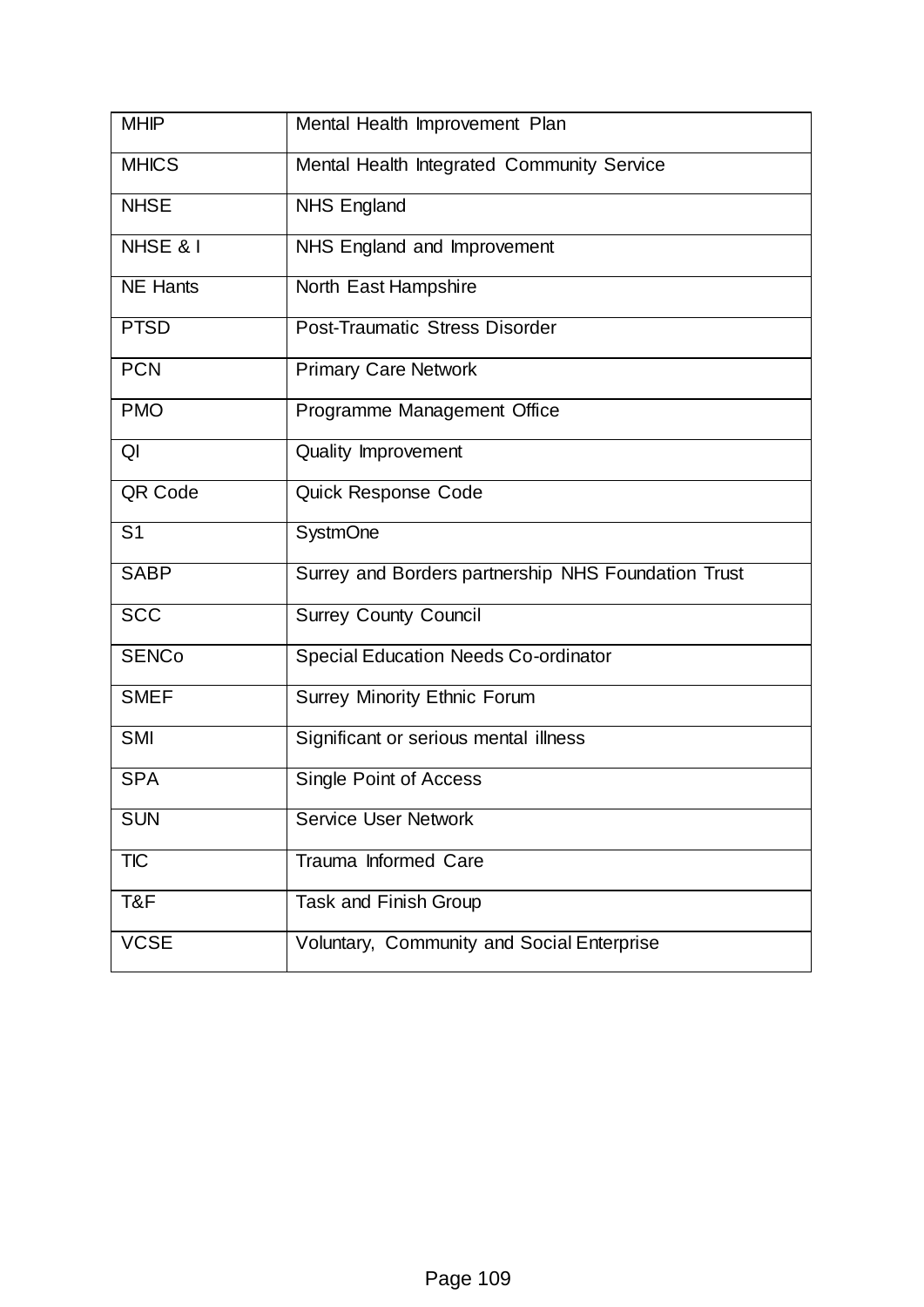| MHIP | Mental Health Improvement Plan |
|---|---|
| MHICS | Mental Health Integrated Community Service |
| NHSE | NHS England |
| NHSE & I | NHS England and Improvement |
| NE Hants | North East Hampshire |
| PTSD | Post-Traumatic Stress Disorder |
| PCN | Primary Care Network |
| PMO | Programme Management Office |
| QI | Quality Improvement |
| QR Code | Quick Response Code |
| S1 | SystmOne |
| SABP | Surrey and Borders partnership NHS Foundation Trust |
| SCC | Surrey County Council |
| SENCo | Special Education Needs Co-ordinator |
| SMEF | Surrey Minority Ethnic Forum |
| SMI | Significant or serious mental illness |
| SPA | Single Point of Access |
| SUN | Service User Network |
| TIC | Trauma Informed Care |
| T&F | Task and Finish Group |
| VCSE | Voluntary, Community and Social Enterprise |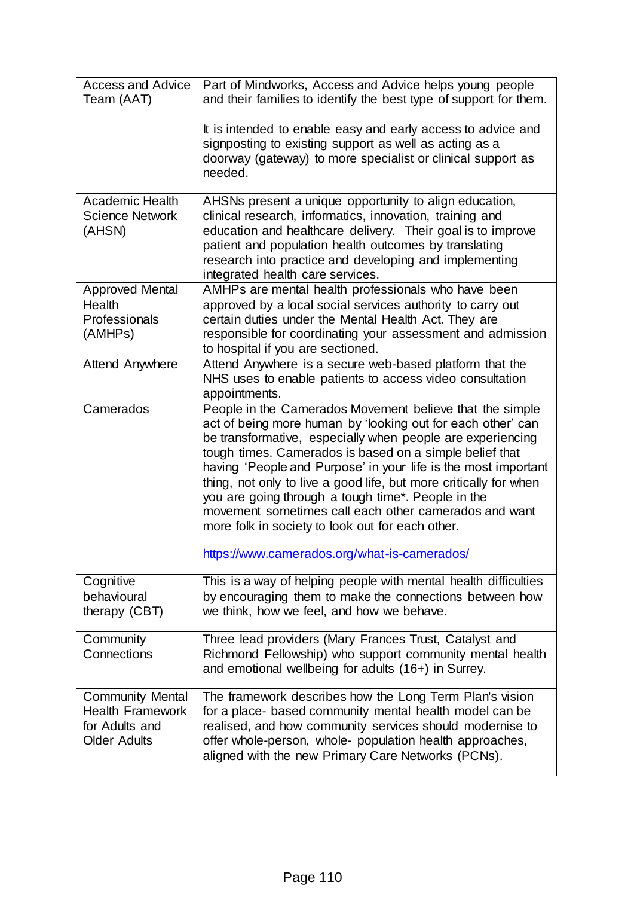| Term | Description |
|---|---|
| Access and Advice Team (AAT) | Part of Mindworks, Access and Advice helps young people and their families to identify the best type of support for them.<br><br>It is intended to enable easy and early access to advice and signposting to existing support as well as acting as a doorway (gateway) to more specialist or clinical support as needed. |
| Academic Health Science Network (AHSN) | AHSNs present a unique opportunity to align education, clinical research, informatics, innovation, training and education and healthcare delivery. Their goal is to improve patient and population health outcomes by translating research into practice and developing and implementing integrated health care services. |
| Approved Mental Health Professionals (AMHPs) | AMHPs are mental health professionals who have been approved by a local social services authority to carry out certain duties under the Mental Health Act. They are responsible for coordinating your assessment and admission to hospital if you are sectioned. |
| Attend Anywhere | Attend Anywhere is a secure web-based platform that the NHS uses to enable patients to access video consultation appointments. |
| Camerados | People in the Camerados Movement believe that the simple act of being more human by 'looking out for each other' can be transformative, especially when people are experiencing tough times. Camerados is based on a simple belief that having 'People and Purpose' in your life is the most important thing, not only to live a good life, but more critically for when you are going through a tough time*. People in the movement sometimes call each other camerados and want more folk in society to look out for each other.<br><br>https://www.camerados.org/what-is-camerados/ |
| Cognitive behavioural therapy (CBT) | This is a way of helping people with mental health difficulties by encouraging them to make the connections between how we think, how we feel, and how we behave. |
| Community Connections | Three lead providers (Mary Frances Trust, Catalyst and Richmond Fellowship) who support community mental health and emotional wellbeing for adults (16+) in Surrey. |
| Community Mental Health Framework for Adults and Older Adults | The framework describes how the Long Term Plan's vision for a place- based community mental health model can be realised, and how community services should modernise to offer whole-person, whole- population health approaches, aligned with the new Primary Care Networks (PCNs). |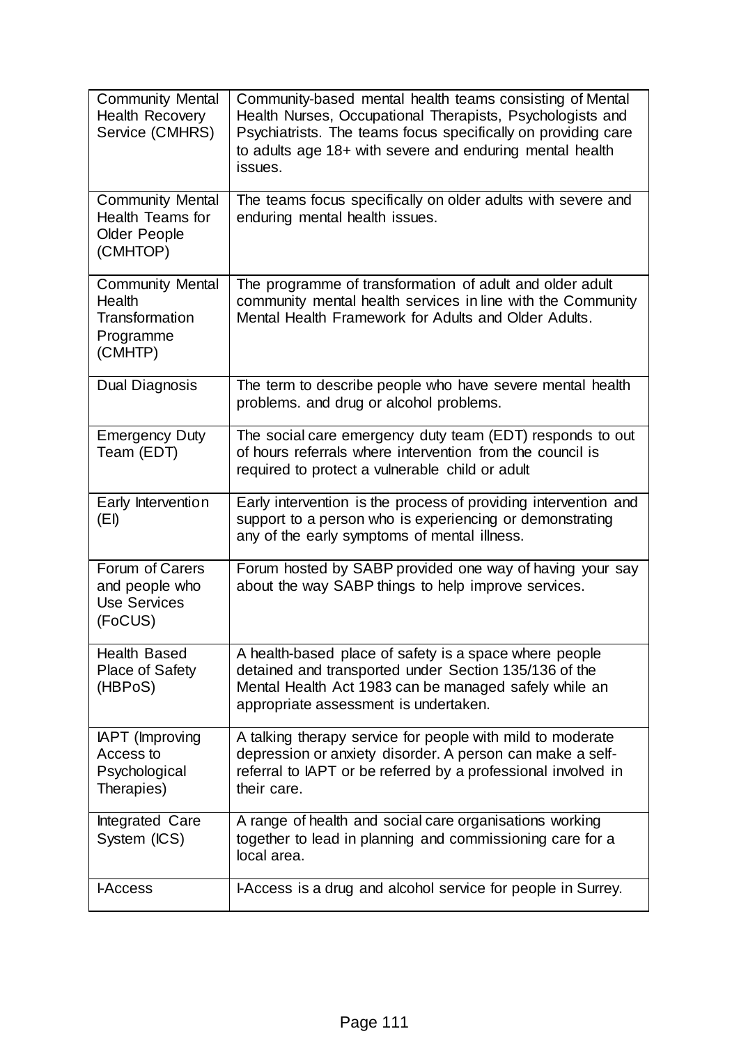| | |
|---|---|
| Community Mental Health Recovery Service (CMHRS) | Community-based mental health teams consisting of Mental Health Nurses, Occupational Therapists, Psychologists and Psychiatrists. The teams focus specifically on providing care to adults age 18+ with severe and enduring mental health issues. |
| Community Mental Health Teams for Older People (CMHTOP) | The teams focus specifically on older adults with severe and enduring mental health issues. |
| Community Mental Health Transformation Programme (CMHTP) | The programme of transformation of adult and older adult community mental health services in line with the Community Mental Health Framework for Adults and Older Adults. |
| Dual Diagnosis | The term to describe people who have severe mental health problems. and drug or alcohol problems. |
| Emergency Duty Team (EDT) | The social care emergency duty team (EDT) responds to out of hours referrals where intervention from the council is required to protect a vulnerable child or adult |
| Early Intervention (EI) | Early intervention is the process of providing intervention and support to a person who is experiencing or demonstrating any of the early symptoms of mental illness. |
| Forum of Carers and people who Use Services (FoCUS) | Forum hosted by SABP provided one way of having your say about the way SABP things to help improve services. |
| Health Based Place of Safety (HBPoS) | A health-based place of safety is a space where people detained and transported under Section 135/136 of the Mental Health Act 1983 can be managed safely while an appropriate assessment is undertaken. |
| IAPT (Improving Access to Psychological Therapies) | A talking therapy service for people with mild to moderate depression or anxiety disorder. A person can make a self-referral to IAPT or be referred by a professional involved in their care. |
| Integrated Care System (ICS) | A range of health and social care organisations working together to lead in planning and commissioning care for a local area. |
| I-Access | I-Access is a drug and alcohol service for people in Surrey. |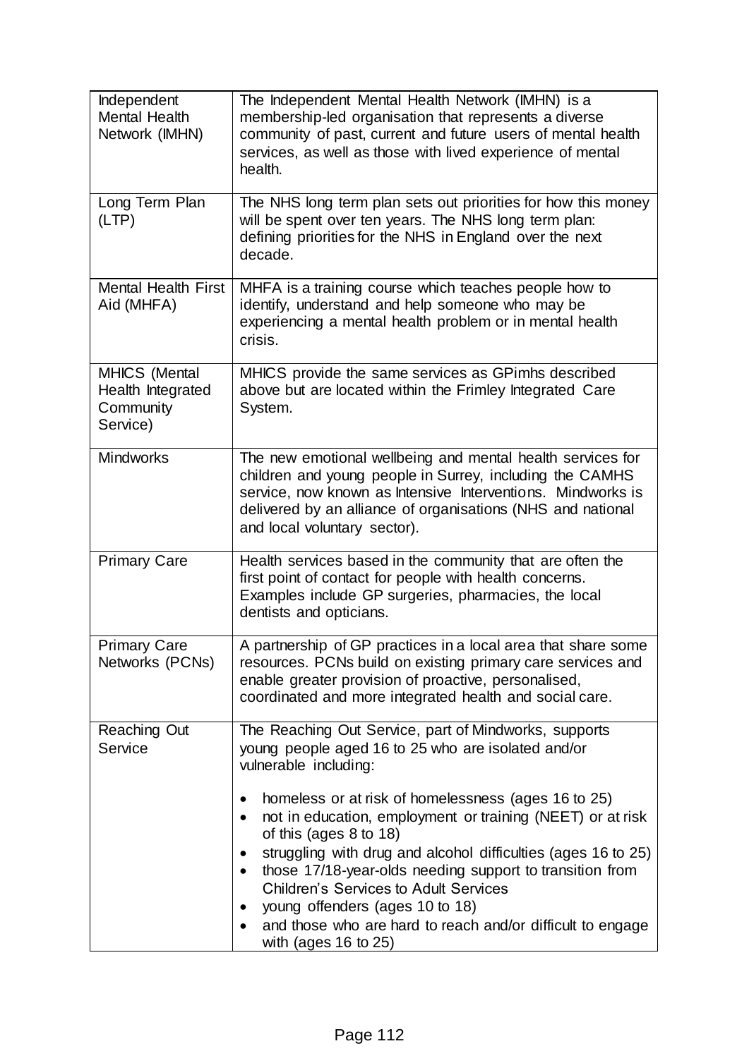| | |
|---|---|
| Independent Mental Health Network (IMHN) | The Independent Mental Health Network (IMHN) is a membership-led organisation that represents a diverse community of past, current and future users of mental health services, as well as those with lived experience of mental health. |
| Long Term Plan (LTP) | The NHS long term plan sets out priorities for how this money will be spent over ten years. The NHS long term plan: defining priorities for the NHS in England over the next decade. |
| Mental Health First Aid (MHFA) | MHFA is a training course which teaches people how to identify, understand and help someone who may be experiencing a mental health problem or in mental health crisis. |
| MHICS (Mental Health Integrated Community Service) | MHICS provide the same services as GPimhs described above but are located within the Frimley Integrated Care System. |
| Mindworks | The new emotional wellbeing and mental health services for children and young people in Surrey, including the CAMHS service, now known as Intensive Interventions. Mindworks is delivered by an alliance of organisations (NHS and national and local voluntary sector). |
| Primary Care | Health services based in the community that are often the first point of contact for people with health concerns. Examples include GP surgeries, pharmacies, the local dentists and opticians. |
| Primary Care Networks (PCNs) | A partnership of GP practices in a local area that share some resources. PCNs build on existing primary care services and enable greater provision of proactive, personalised, coordinated and more integrated health and social care. |
| Reaching Out Service | The Reaching Out Service, part of Mindworks, supports young people aged 16 to 25 who are isolated and/or vulnerable including:<br><br>• homeless or at risk of homelessness (ages 16 to 25)<br>• not in education, employment or training (NEET) or at risk of this (ages 8 to 18)<br>• struggling with drug and alcohol difficulties (ages 16 to 25)<br>• those 17/18-year-olds needing support to transition from Children's Services to Adult Services<br>• young offenders (ages 10 to 18)<br>• and those who are hard to reach and/or difficult to engage with (ages 16 to 25) |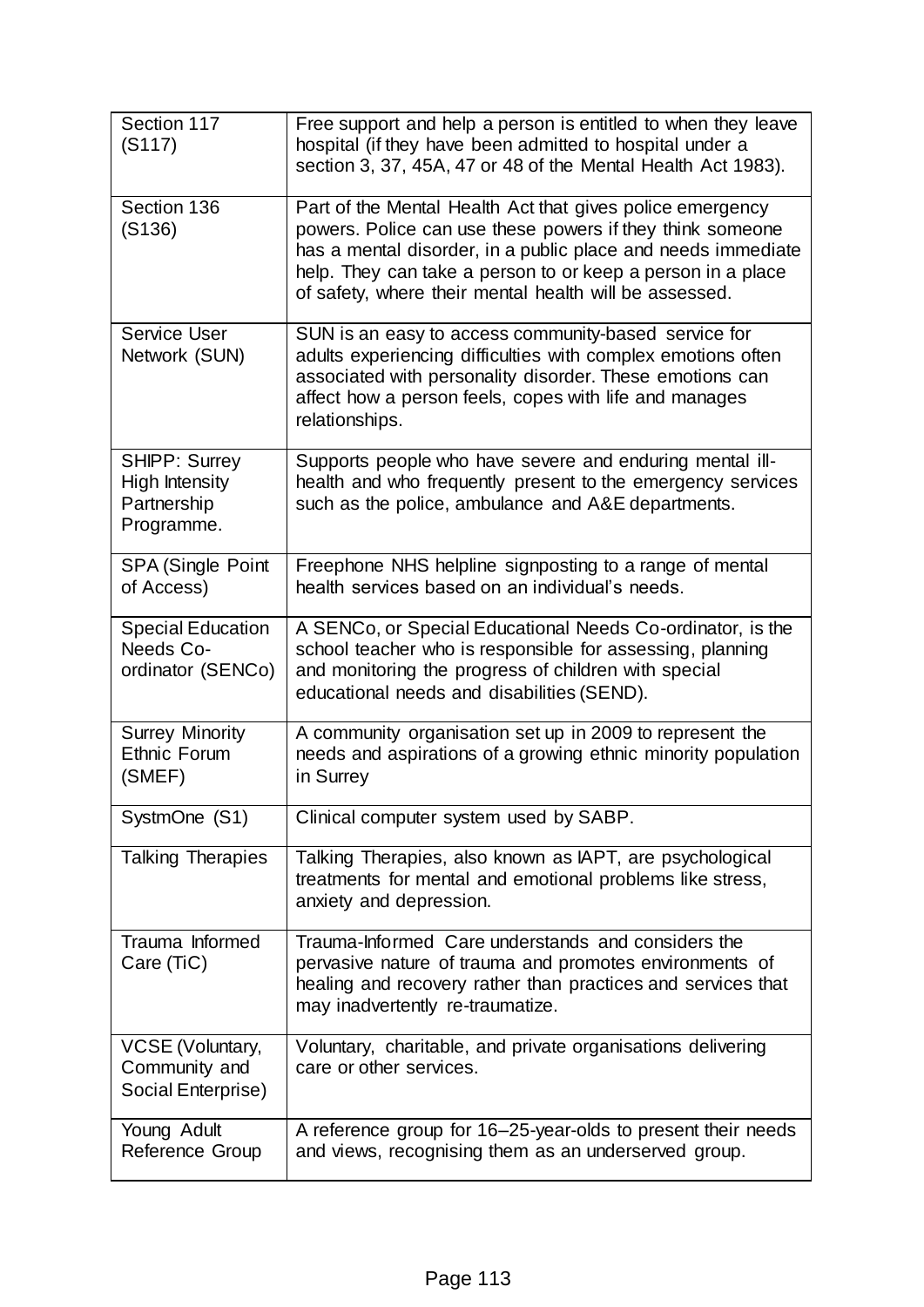| | |
|---|---|
| Section 117 (S117) | Free support and help a person is entitled to when they leave hospital (if they have been admitted to hospital under a section 3, 37, 45A, 47 or 48 of the Mental Health Act 1983). |
| Section 136 (S136) | Part of the Mental Health Act that gives police emergency powers. Police can use these powers if they think someone has a mental disorder, in a public place and needs immediate help. They can take a person to or keep a person in a place of safety, where their mental health will be assessed. |
| Service User Network (SUN) | SUN is an easy to access community-based service for adults experiencing difficulties with complex emotions often associated with personality disorder. These emotions can affect how a person feels, copes with life and manages relationships. |
| SHIPP: Surrey High Intensity Partnership Programme. | Supports people who have severe and enduring mental ill-health and who frequently present to the emergency services such as the police, ambulance and A&E departments. |
| SPA (Single Point of Access) | Freephone NHS helpline signposting to a range of mental health services based on an individual's needs. |
| Special Education Needs Co-ordinator (SENCo) | A SENCo, or Special Educational Needs Co-ordinator, is the school teacher who is responsible for assessing, planning and monitoring the progress of children with special educational needs and disabilities (SEND). |
| Surrey Minority Ethnic Forum (SMEF) | A community organisation set up in 2009 to represent the needs and aspirations of a growing ethnic minority population in Surrey |
| SystmOne (S1) | Clinical computer system used by SABP. |
| Talking Therapies | Talking Therapies, also known as IAPT, are psychological treatments for mental and emotional problems like stress, anxiety and depression. |
| Trauma Informed Care (TiC) | Trauma-Informed Care understands and considers the pervasive nature of trauma and promotes environments of healing and recovery rather than practices and services that may inadvertently re-traumatize. |
| VCSE (Voluntary, Community and Social Enterprise) | Voluntary, charitable, and private organisations delivering care or other services. |
| Young Adult Reference Group | A reference group for 16–25-year-olds to present their needs and views, recognising them as an underserved group. |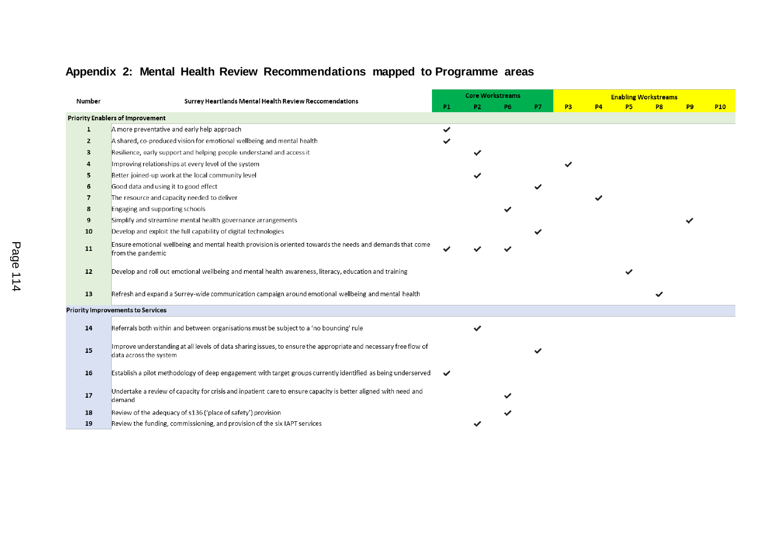# Appendix 2: Mental Health Review Recommendations mapped to Programme areas

| Number | Surrey Heartlands Mental Health Review Reccomendations | Core Workstreams | | | | Enabling Workstreams | | | | | |
|---|---|---|---|---|---|---|---|---|---|---|---|
| | | P1 | P2 | P6 | P7 | P3 | P4 | P5 | P8 | P9 | P10 |
| **Priority Enablers of Improvement** | | | | | | | | | | | |
| 1 | A more preventative and early help approach | ✔ | | | | | | | | | |
| 2 | A shared, co-produced vision for emotional wellbeing and mental health | ✔ | | | | | | | | | |
| 3 | Resilience, early support and helping people understand and access it | | ✔ | | | | | | | | |
| 4 | Improving relationships at every level of the system | | | | | ✔ | | | | | |
| 5 | Better joined-up work at the local community level | | ✔ | | | | | | | | |
| 6 | Good data and using it to good effect | | | | ✔ | | | | | | |
| 7 | The resource and capacity needed to deliver | | | | | | ✔ | | | | |
| 8 | Engaging and supporting schools | | | ✔ | | | | | | | |
| 9 | Simplify and streamline mental health governance arrangements | | | | | | | | | ✔ | |
| 10 | Develop and exploit the full capability of digital technologies | | | | ✔ | | | | | | |
| 11 | Ensure emotional wellbeing and mental health provision is oriented towards the needs and demands that come from the pandemic | ✔ | ✔ | ✔ | | | | | | | |
| 12 | Develop and roll out emotional wellbeing and mental health awareness, literacy, education and training | | | | | | | ✔ | | | |
| 13 | Refresh and expand a Surrey-wide communication campaign around emotional wellbeing and mental health | | | | | | | | ✔ | | |
| **Priority Improvements to Services** | | | | | | | | | | | |
| 14 | Referrals both within and between organisations must be subject to a 'no bouncing' rule | | ✔ | | | | | | | | |
| 15 | Improve understanding at all levels of data sharing issues, to ensure the appropriate and necessary free flow of data across the system | | | | ✔ | | | | | | |
| 16 | Establish a pilot methodology of deep engagement with target groups currently identified as being underserved | ✔ | | | | | | | | | |
| 17 | Undertake a review of capacity for crisis and inpatient care to ensure capacity is better aligned with need and demand | | | ✔ | | | | | | | |
| 18 | Review of the adequacy of s136 ('place of safety') provision | | | ✔ | | | | | | | |
| 19 | Review the funding, commissioning, and provision of the six IAPT services | | ✔ | | | | | | | | |